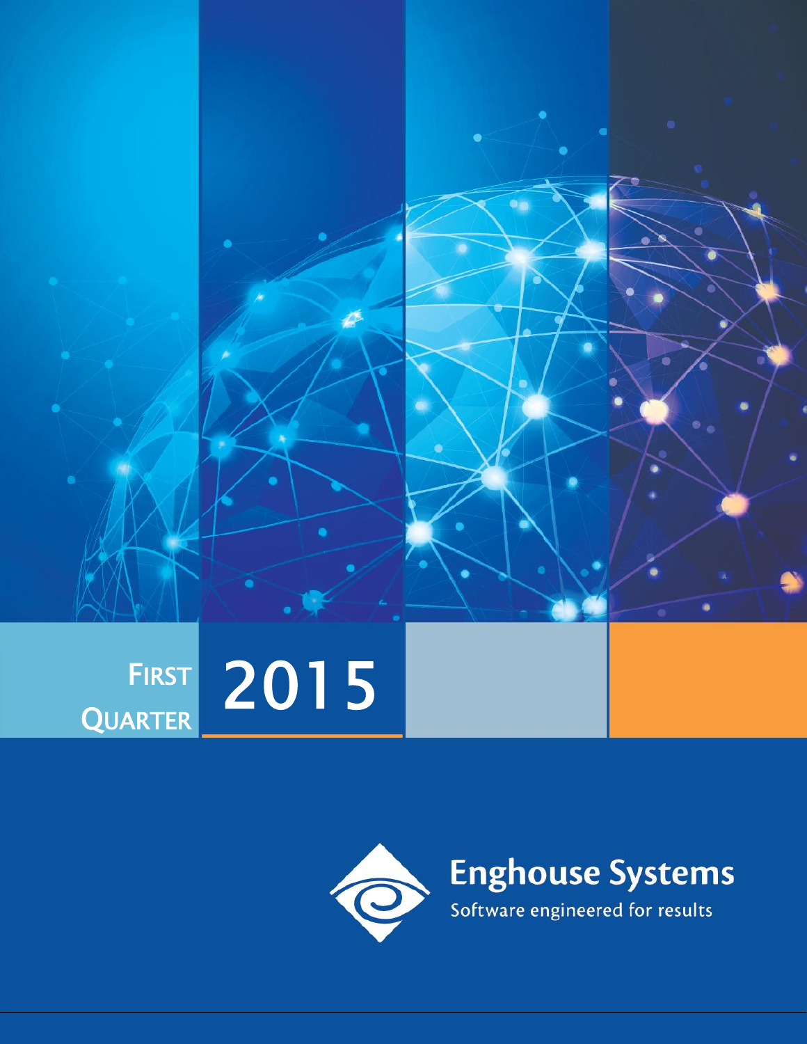# FIRST QUARTER 2015

Enghouse Systems

Software engineered for results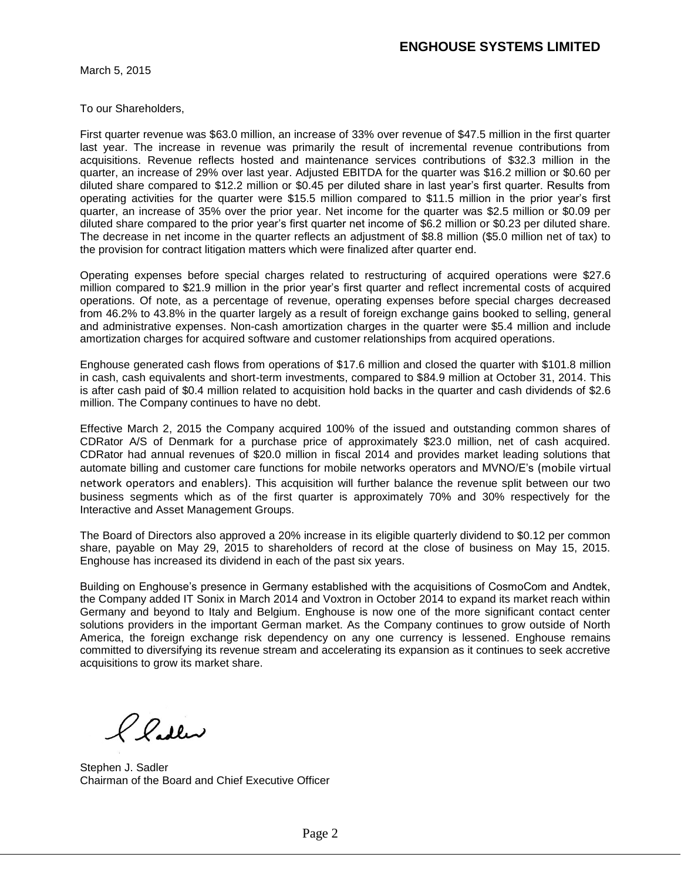**ENGHOUSE SYSTEMS LIMITED**

March 5, 2015

To our Shareholders,

First quarter revenue was $63.0 million, an increase of 33% over revenue of $47.5 million in the first quarter last year. The increase in revenue was primarily the result of incremental revenue contributions from acquisitions. Revenue reflects hosted and maintenance services contributions of $32.3 million in the quarter, an increase of 29% over last year. Adjusted EBITDA for the quarter was $16.2 million or $0.60 per diluted share compared to $12.2 million or $0.45 per diluted share in last year's first quarter. Results from operating activities for the quarter were $15.5 million compared to $11.5 million in the prior year's first quarter, an increase of 35% over the prior year. Net income for the quarter was $2.5 million or $0.09 per diluted share compared to the prior year's first quarter net income of $6.2 million or $0.23 per diluted share. The decrease in net income in the quarter reflects an adjustment of $8.8 million ($5.0 million net of tax) to the provision for contract litigation matters which were finalized after quarter end.

Operating expenses before special charges related to restructuring of acquired operations were $27.6 million compared to $21.9 million in the prior year's first quarter and reflect incremental costs of acquired operations. Of note, as a percentage of revenue, operating expenses before special charges decreased from 46.2% to 43.8% in the quarter largely as a result of foreign exchange gains booked to selling, general and administrative expenses. Non-cash amortization charges in the quarter were $5.4 million and include amortization charges for acquired software and customer relationships from acquired operations.

Enghouse generated cash flows from operations of $17.6 million and closed the quarter with $101.8 million in cash, cash equivalents and short-term investments, compared to $84.9 million at October 31, 2014. This is after cash paid of $0.4 million related to acquisition hold backs in the quarter and cash dividends of $2.6 million. The Company continues to have no debt.

Effective March 2, 2015 the Company acquired 100% of the issued and outstanding common shares of CDRator A/S of Denmark for a purchase price of approximately $23.0 million, net of cash acquired. CDRator had annual revenues of $20.0 million in fiscal 2014 and provides market leading solutions that automate billing and customer care functions for mobile networks operators and MVNO/E's (mobile virtual network operators and enablers). This acquisition will further balance the revenue split between our two business segments which as of the first quarter is approximately 70% and 30% respectively for the Interactive and Asset Management Groups.

The Board of Directors also approved a 20% increase in its eligible quarterly dividend to $0.12 per common share, payable on May 29, 2015 to shareholders of record at the close of business on May 15, 2015. Enghouse has increased its dividend in each of the past six years.

Building on Enghouse's presence in Germany established with the acquisitions of CosmoCom and Andtek, the Company added IT Sonix in March 2014 and Voxtron in October 2014 to expand its market reach within Germany and beyond to Italy and Belgium. Enghouse is now one of the more significant contact center solutions providers in the important German market. As the Company continues to grow outside of North America, the foreign exchange risk dependency on any one currency is lessened. Enghouse remains committed to diversifying its revenue stream and accelerating its expansion as it continues to seek accretive acquisitions to grow its market share.

Stephen J. Sadler
Chairman of the Board and Chief Executive Officer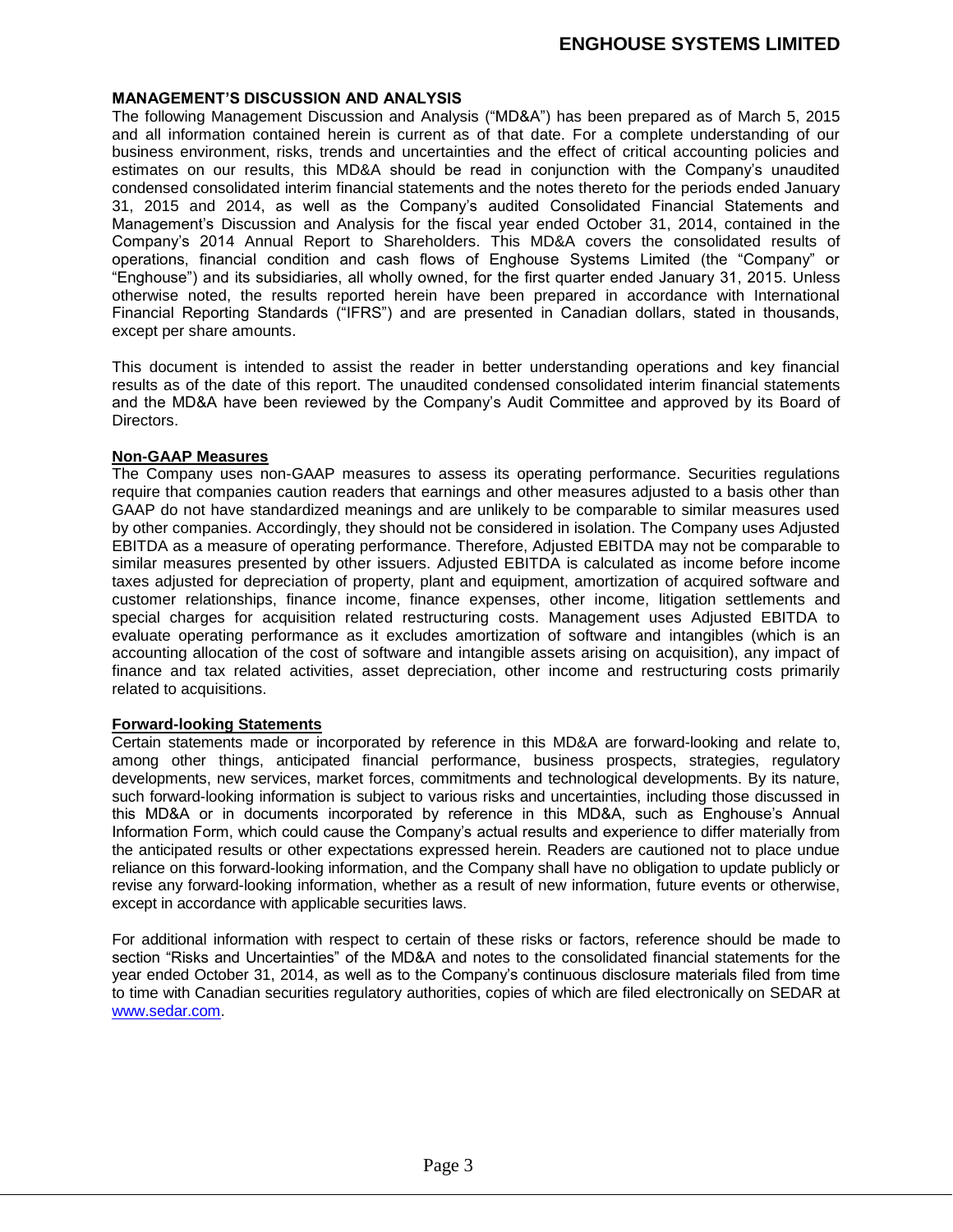## MANAGEMENT'S DISCUSSION AND ANALYSIS

The following Management Discussion and Analysis ("MD&A") has been prepared as of March 5, 2015 and all information contained herein is current as of that date. For a complete understanding of our business environment, risks, trends and uncertainties and the effect of critical accounting policies and estimates on our results, this MD&A should be read in conjunction with the Company's unaudited condensed consolidated interim financial statements and the notes thereto for the periods ended January 31, 2015 and 2014, as well as the Company's audited Consolidated Financial Statements and Management's Discussion and Analysis for the fiscal year ended October 31, 2014, contained in the Company's 2014 Annual Report to Shareholders. This MD&A covers the consolidated results of operations, financial condition and cash flows of Enghouse Systems Limited (the "Company" or "Enghouse") and its subsidiaries, all wholly owned, for the first quarter ended January 31, 2015. Unless otherwise noted, the results reported herein have been prepared in accordance with International Financial Reporting Standards ("IFRS") and are presented in Canadian dollars, stated in thousands, except per share amounts.

This document is intended to assist the reader in better understanding operations and key financial results as of the date of this report. The unaudited condensed consolidated interim financial statements and the MD&A have been reviewed by the Company's Audit Committee and approved by its Board of Directors.

### Non-GAAP Measures

The Company uses non-GAAP measures to assess its operating performance. Securities regulations require that companies caution readers that earnings and other measures adjusted to a basis other than GAAP do not have standardized meanings and are unlikely to be comparable to similar measures used by other companies. Accordingly, they should not be considered in isolation. The Company uses Adjusted EBITDA as a measure of operating performance. Therefore, Adjusted EBITDA may not be comparable to similar measures presented by other issuers. Adjusted EBITDA is calculated as income before income taxes adjusted for depreciation of property, plant and equipment, amortization of acquired software and customer relationships, finance income, finance expenses, other income, litigation settlements and special charges for acquisition related restructuring costs. Management uses Adjusted EBITDA to evaluate operating performance as it excludes amortization of software and intangibles (which is an accounting allocation of the cost of software and intangible assets arising on acquisition), any impact of finance and tax related activities, asset depreciation, other income and restructuring costs primarily related to acquisitions.

### Forward-looking Statements

Certain statements made or incorporated by reference in this MD&A are forward-looking and relate to, among other things, anticipated financial performance, business prospects, strategies, regulatory developments, new services, market forces, commitments and technological developments. By its nature, such forward-looking information is subject to various risks and uncertainties, including those discussed in this MD&A or in documents incorporated by reference in this MD&A, such as Enghouse's Annual Information Form, which could cause the Company's actual results and experience to differ materially from the anticipated results or other expectations expressed herein. Readers are cautioned not to place undue reliance on this forward-looking information, and the Company shall have no obligation to update publicly or revise any forward-looking information, whether as a result of new information, future events or otherwise, except in accordance with applicable securities laws.

For additional information with respect to certain of these risks or factors, reference should be made to section "Risks and Uncertainties" of the MD&A and notes to the consolidated financial statements for the year ended October 31, 2014, as well as to the Company's continuous disclosure materials filed from time to time with Canadian securities regulatory authorities, copies of which are filed electronically on SEDAR at www.sedar.com.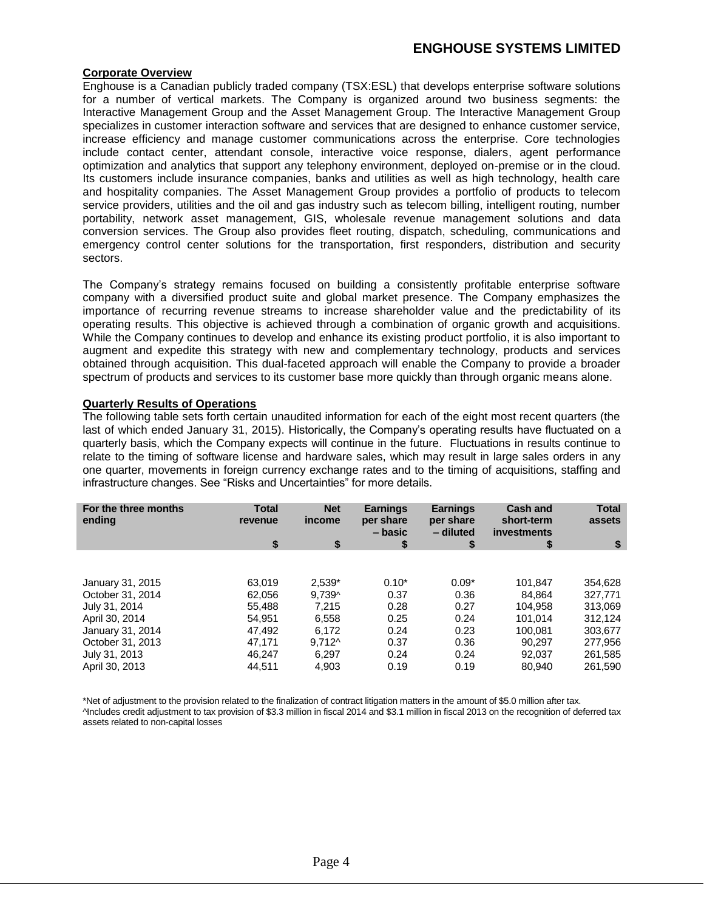## Corporate Overview

Enghouse is a Canadian publicly traded company (TSX:ESL) that develops enterprise software solutions for a number of vertical markets. The Company is organized around two business segments: the Interactive Management Group and the Asset Management Group. The Interactive Management Group specializes in customer interaction software and services that are designed to enhance customer service, increase efficiency and manage customer communications across the enterprise. Core technologies include contact center, attendant console, interactive voice response, dialers, agent performance optimization and analytics that support any telephony environment, deployed on-premise or in the cloud. Its customers include insurance companies, banks and utilities as well as high technology, health care and hospitality companies. The Asset Management Group provides a portfolio of products to telecom service providers, utilities and the oil and gas industry such as telecom billing, intelligent routing, number portability, network asset management, GIS, wholesale revenue management solutions and data conversion services. The Group also provides fleet routing, dispatch, scheduling, communications and emergency control center solutions for the transportation, first responders, distribution and security sectors.

The Company's strategy remains focused on building a consistently profitable enterprise software company with a diversified product suite and global market presence. The Company emphasizes the importance of recurring revenue streams to increase shareholder value and the predictability of its operating results. This objective is achieved through a combination of organic growth and acquisitions. While the Company continues to develop and enhance its existing product portfolio, it is also important to augment and expedite this strategy with new and complementary technology, products and services obtained through acquisition. This dual-faceted approach will enable the Company to provide a broader spectrum of products and services to its customer base more quickly than through organic means alone.

## Quarterly Results of Operations

The following table sets forth certain unaudited information for each of the eight most recent quarters (the last of which ended January 31, 2015). Historically, the Company's operating results have fluctuated on a quarterly basis, which the Company expects will continue in the future. Fluctuations in results continue to relate to the timing of software license and hardware sales, which may result in large sales orders in any one quarter, movements in foreign currency exchange rates and to the timing of acquisitions, staffing and infrastructure changes. See "Risks and Uncertainties" for more details.

| For the three months ending | Total revenue $ | Net income $ | Earnings per share – basic $ | Earnings per share – diluted $ | Cash and short-term investments $ | Total assets $ |
|---|---|---|---|---|---|---|
| January 31, 2015 | 63,019 | 2,539* | 0.10* | 0.09* | 101,847 | 354,628 |
| October 31, 2014 | 62,056 | 9,739^ | 0.37 | 0.36 | 84,864 | 327,771 |
| July 31, 2014 | 55,488 | 7,215 | 0.28 | 0.27 | 104,958 | 313,069 |
| April 30, 2014 | 54,951 | 6,558 | 0.25 | 0.24 | 101,014 | 312,124 |
| January 31, 2014 | 47,492 | 6,172 | 0.24 | 0.23 | 100,081 | 303,677 |
| October 31, 2013 | 47,171 | 9,712^ | 0.37 | 0.36 | 90,297 | 277,956 |
| July 31, 2013 | 46,247 | 6,297 | 0.24 | 0.24 | 92,037 | 261,585 |
| April 30, 2013 | 44,511 | 4,903 | 0.19 | 0.19 | 80,940 | 261,590 |

*Net of adjustment to the provision related to the finalization of contract litigation matters in the amount of $5.0 million after tax.

^Includes credit adjustment to tax provision of $3.3 million in fiscal 2014 and $3.1 million in fiscal 2013 on the recognition of deferred tax assets related to non-capital losses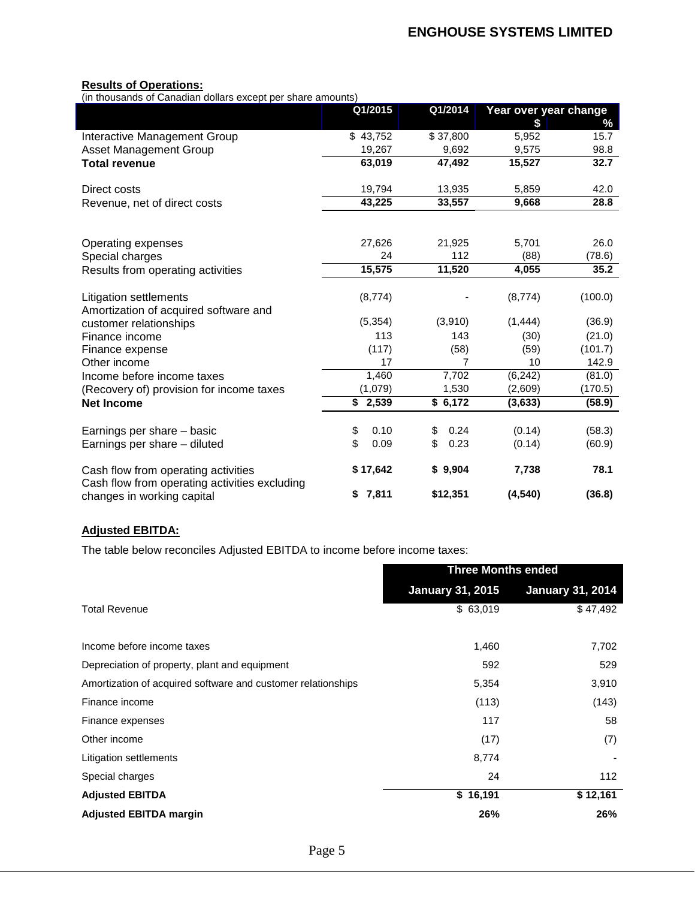**Results of Operations:**

(in thousands of Canadian dollars except per share amounts)

| | Q1/2015 | Q1/2014 | Year over year change | |
|---|---|---|---|---|
| | | | $ | % |
| Interactive Management Group | $ 43,752 | $ 37,800 | 5,952 | 15.7 |
| Asset Management Group | 19,267 | 9,692 | 9,575 | 98.8 |
| **Total revenue** | **63,019** | **47,492** | **15,527** | **32.7** |
| Direct costs | 19,794 | 13,935 | 5,859 | 42.0 |
| Revenue, net of direct costs | **43,225** | **33,557** | **9,668** | **28.8** |
| Operating expenses | 27,626 | 21,925 | 5,701 | 26.0 |
| Special charges | 24 | 112 | (88) | (78.6) |
| Results from operating activities | **15,575** | **11,520** | **4,055** | **35.2** |
| Litigation settlements | (8,774) | - | (8,774) | (100.0) |
| Amortization of acquired software and customer relationships | (5,354) | (3,910) | (1,444) | (36.9) |
| Finance income | 113 | 143 | (30) | (21.0) |
| Finance expense | (117) | (58) | (59) | (101.7) |
| Other income | 17 | 7 | 10 | 142.9 |
| Income before income taxes | 1,460 | 7,702 | (6,242) | (81.0) |
| (Recovery of) provision for income taxes | (1,079) | 1,530 | (2,609) | (170.5) |
| **Net Income** | **$ 2,539** | **$ 6,172** | **(3,633)** | **(58.9)** |
| Earnings per share – basic | $ 0.10 | $ 0.24 | (0.14) | (58.3) |
| Earnings per share – diluted | $ 0.09 | $ 0.23 | (0.14) | (60.9) |
| Cash flow from operating activities | **$ 17,642** | **$ 9,904** | **7,738** | **78.1** |
| Cash flow from operating activities excluding changes in working capital | **$ 7,811** | **$12,351** | **(4,540)** | **(36.8)** |

**Adjusted EBITDA:**

The table below reconciles Adjusted EBITDA to income before income taxes:

| | Three Months ended | |
|---|---|---|
| | January 31, 2015 | January 31, 2014 |
| Total Revenue | $ 63,019 | $ 47,492 |
| Income before income taxes | 1,460 | 7,702 |
| Depreciation of property, plant and equipment | 592 | 529 |
| Amortization of acquired software and customer relationships | 5,354 | 3,910 |
| Finance income | (113) | (143) |
| Finance expenses | 117 | 58 |
| Other income | (17) | (7) |
| Litigation settlements | 8,774 | - |
| Special charges | 24 | 112 |
| **Adjusted EBITDA** | **$ 16,191** | **$ 12,161** |
| **Adjusted EBITDA margin** | **26%** | **26%** |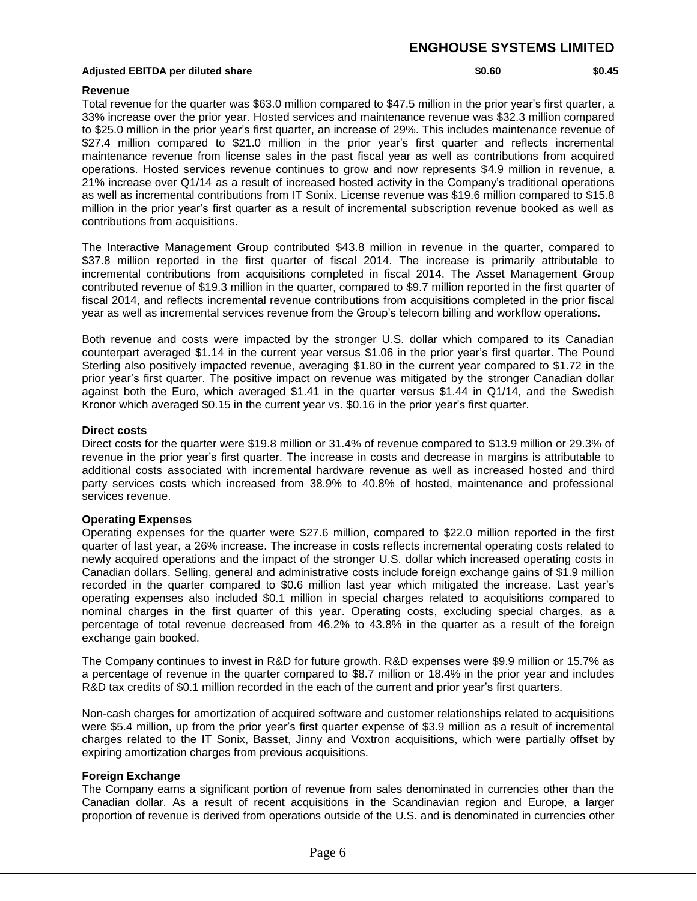| Adjusted EBITDA per diluted share | $0.60 | $0.45 |
|---|---|---|

**Revenue**

Total revenue for the quarter was $63.0 million compared to $47.5 million in the prior year's first quarter, a 33% increase over the prior year. Hosted services and maintenance revenue was $32.3 million compared to $25.0 million in the prior year's first quarter, an increase of 29%. This includes maintenance revenue of $27.4 million compared to $21.0 million in the prior year's first quarter and reflects incremental maintenance revenue from license sales in the past fiscal year as well as contributions from acquired operations. Hosted services revenue continues to grow and now represents $4.9 million in revenue, a 21% increase over Q1/14 as a result of increased hosted activity in the Company's traditional operations as well as incremental contributions from IT Sonix. License revenue was $19.6 million compared to $15.8 million in the prior year's first quarter as a result of incremental subscription revenue booked as well as contributions from acquisitions.

The Interactive Management Group contributed $43.8 million in revenue in the quarter, compared to $37.8 million reported in the first quarter of fiscal 2014. The increase is primarily attributable to incremental contributions from acquisitions completed in fiscal 2014. The Asset Management Group contributed revenue of $19.3 million in the quarter, compared to $9.7 million reported in the first quarter of fiscal 2014, and reflects incremental revenue contributions from acquisitions completed in the prior fiscal year as well as incremental services revenue from the Group's telecom billing and workflow operations.

Both revenue and costs were impacted by the stronger U.S. dollar which compared to its Canadian counterpart averaged $1.14 in the current year versus $1.06 in the prior year's first quarter. The Pound Sterling also positively impacted revenue, averaging $1.80 in the current year compared to $1.72 in the prior year's first quarter. The positive impact on revenue was mitigated by the stronger Canadian dollar against both the Euro, which averaged $1.41 in the quarter versus $1.44 in Q1/14, and the Swedish Kronor which averaged $0.15 in the current year vs. $0.16 in the prior year's first quarter.

**Direct costs**

Direct costs for the quarter were $19.8 million or 31.4% of revenue compared to $13.9 million or 29.3% of revenue in the prior year's first quarter. The increase in costs and decrease in margins is attributable to additional costs associated with incremental hardware revenue as well as increased hosted and third party services costs which increased from 38.9% to 40.8% of hosted, maintenance and professional services revenue.

**Operating Expenses**

Operating expenses for the quarter were $27.6 million, compared to $22.0 million reported in the first quarter of last year, a 26% increase. The increase in costs reflects incremental operating costs related to newly acquired operations and the impact of the stronger U.S. dollar which increased operating costs in Canadian dollars. Selling, general and administrative costs include foreign exchange gains of $1.9 million recorded in the quarter compared to $0.6 million last year which mitigated the increase. Last year's operating expenses also included $0.1 million in special charges related to acquisitions compared to nominal charges in the first quarter of this year. Operating costs, excluding special charges, as a percentage of total revenue decreased from 46.2% to 43.8% in the quarter as a result of the foreign exchange gain booked.

The Company continues to invest in R&D for future growth. R&D expenses were $9.9 million or 15.7% as a percentage of revenue in the quarter compared to $8.7 million or 18.4% in the prior year and includes R&D tax credits of $0.1 million recorded in the each of the current and prior year's first quarters.

Non-cash charges for amortization of acquired software and customer relationships related to acquisitions were $5.4 million, up from the prior year's first quarter expense of $3.9 million as a result of incremental charges related to the IT Sonix, Basset, Jinny and Voxtron acquisitions, which were partially offset by expiring amortization charges from previous acquisitions.

**Foreign Exchange**

The Company earns a significant portion of revenue from sales denominated in currencies other than the Canadian dollar. As a result of recent acquisitions in the Scandinavian region and Europe, a larger proportion of revenue is derived from operations outside of the U.S. and is denominated in currencies other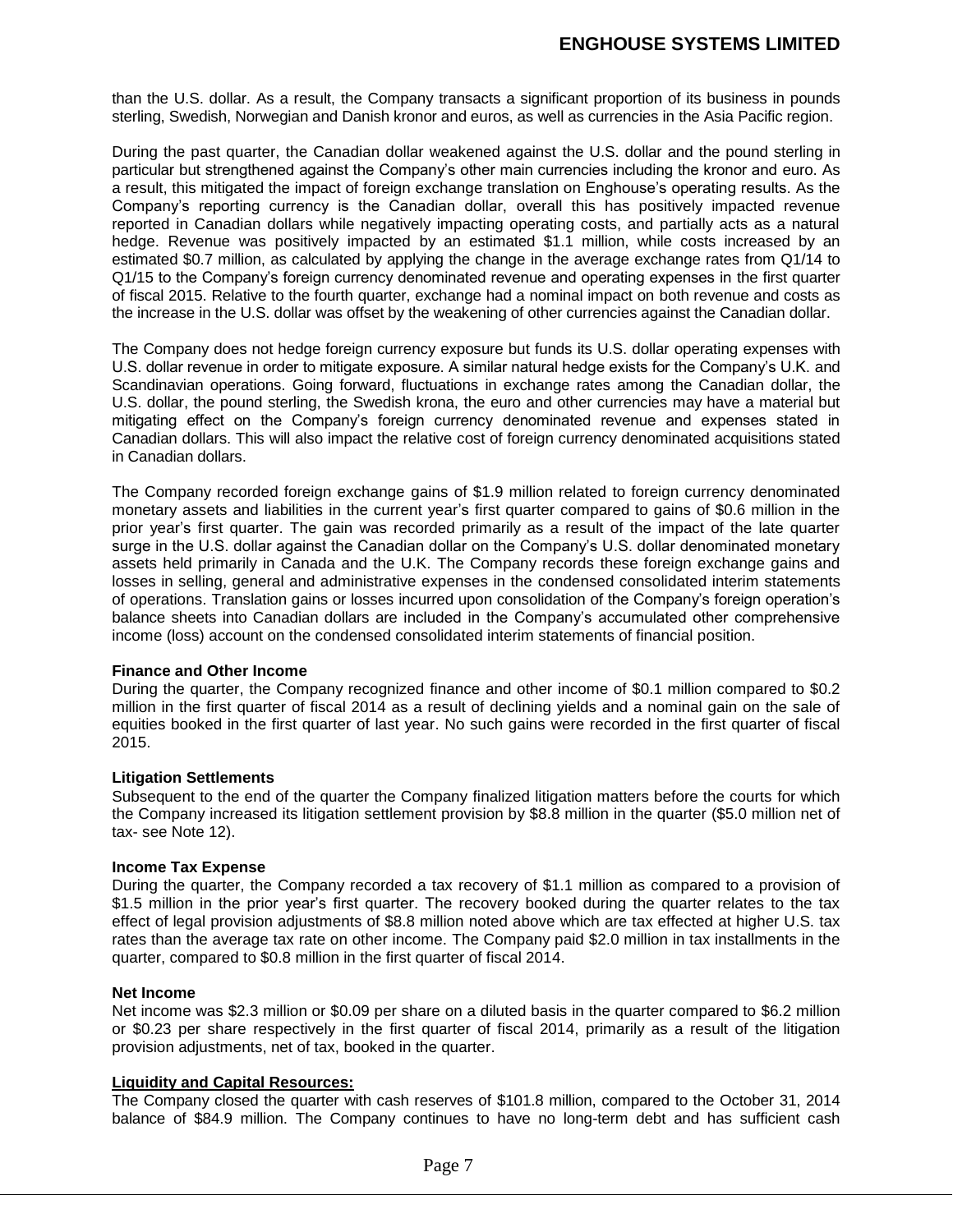than the U.S. dollar. As a result, the Company transacts a significant proportion of its business in pounds sterling, Swedish, Norwegian and Danish kronor and euros, as well as currencies in the Asia Pacific region.

During the past quarter, the Canadian dollar weakened against the U.S. dollar and the pound sterling in particular but strengthened against the Company's other main currencies including the kronor and euro. As a result, this mitigated the impact of foreign exchange translation on Enghouse's operating results. As the Company's reporting currency is the Canadian dollar, overall this has positively impacted revenue reported in Canadian dollars while negatively impacting operating costs, and partially acts as a natural hedge. Revenue was positively impacted by an estimated $1.1 million, while costs increased by an estimated $0.7 million, as calculated by applying the change in the average exchange rates from Q1/14 to Q1/15 to the Company's foreign currency denominated revenue and operating expenses in the first quarter of fiscal 2015. Relative to the fourth quarter, exchange had a nominal impact on both revenue and costs as the increase in the U.S. dollar was offset by the weakening of other currencies against the Canadian dollar.

The Company does not hedge foreign currency exposure but funds its U.S. dollar operating expenses with U.S. dollar revenue in order to mitigate exposure. A similar natural hedge exists for the Company's U.K. and Scandinavian operations. Going forward, fluctuations in exchange rates among the Canadian dollar, the U.S. dollar, the pound sterling, the Swedish krona, the euro and other currencies may have a material but mitigating effect on the Company's foreign currency denominated revenue and expenses stated in Canadian dollars. This will also impact the relative cost of foreign currency denominated acquisitions stated in Canadian dollars.

The Company recorded foreign exchange gains of $1.9 million related to foreign currency denominated monetary assets and liabilities in the current year's first quarter compared to gains of $0.6 million in the prior year's first quarter. The gain was recorded primarily as a result of the impact of the late quarter surge in the U.S. dollar against the Canadian dollar on the Company's U.S. dollar denominated monetary assets held primarily in Canada and the U.K. The Company records these foreign exchange gains and losses in selling, general and administrative expenses in the condensed consolidated interim statements of operations. Translation gains or losses incurred upon consolidation of the Company's foreign operation's balance sheets into Canadian dollars are included in the Company's accumulated other comprehensive income (loss) account on the condensed consolidated interim statements of financial position.

**Finance and Other Income**

During the quarter, the Company recognized finance and other income of $0.1 million compared to $0.2 million in the first quarter of fiscal 2014 as a result of declining yields and a nominal gain on the sale of equities booked in the first quarter of last year. No such gains were recorded in the first quarter of fiscal 2015.

**Litigation Settlements**

Subsequent to the end of the quarter the Company finalized litigation matters before the courts for which the Company increased its litigation settlement provision by $8.8 million in the quarter ($5.0 million net of tax- see Note 12).

**Income Tax Expense**

During the quarter, the Company recorded a tax recovery of $1.1 million as compared to a provision of $1.5 million in the prior year's first quarter. The recovery booked during the quarter relates to the tax effect of legal provision adjustments of $8.8 million noted above which are tax effected at higher U.S. tax rates than the average tax rate on other income. The Company paid $2.0 million in tax installments in the quarter, compared to $0.8 million in the first quarter of fiscal 2014.

**Net Income**

Net income was $2.3 million or $0.09 per share on a diluted basis in the quarter compared to $6.2 million or $0.23 per share respectively in the first quarter of fiscal 2014, primarily as a result of the litigation provision adjustments, net of tax, booked in the quarter.

**Liquidity and Capital Resources:**

The Company closed the quarter with cash reserves of $101.8 million, compared to the October 31, 2014 balance of $84.9 million. The Company continues to have no long-term debt and has sufficient cash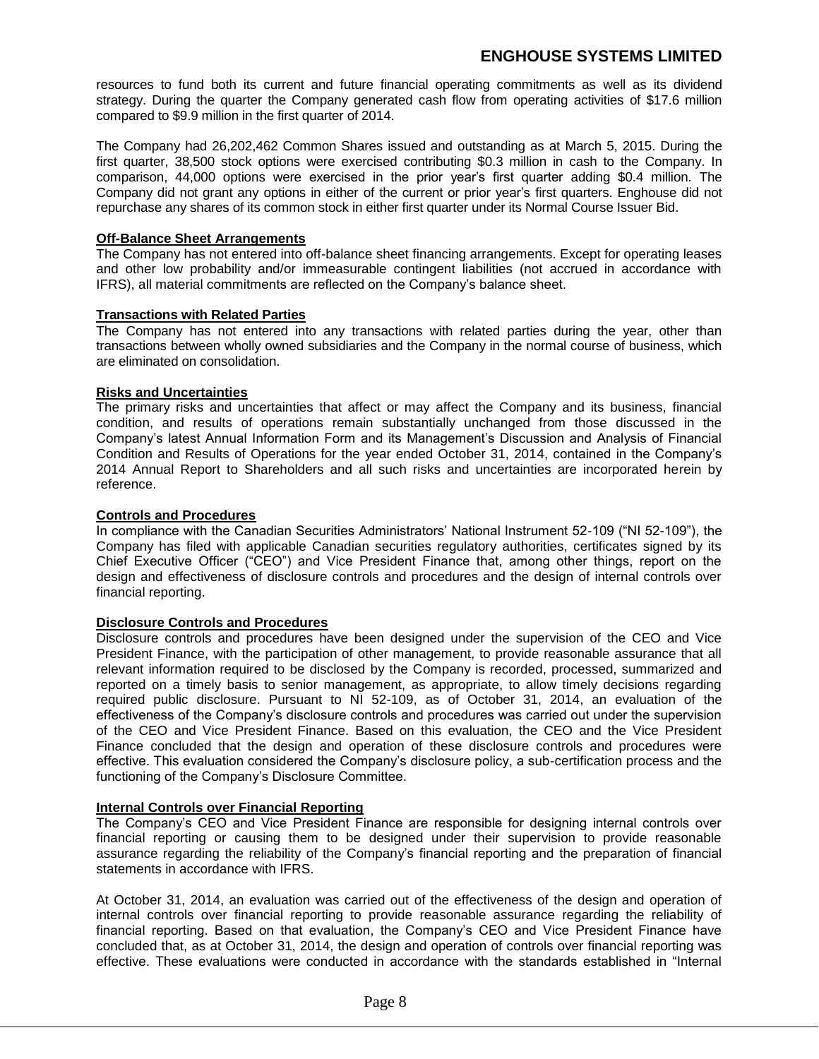resources to fund both its current and future financial operating commitments as well as its dividend strategy. During the quarter the Company generated cash flow from operating activities of $17.6 million compared to $9.9 million in the first quarter of 2014.

The Company had 26,202,462 Common Shares issued and outstanding as at March 5, 2015. During the first quarter, 38,500 stock options were exercised contributing $0.3 million in cash to the Company. In comparison, 44,000 options were exercised in the prior year's first quarter adding $0.4 million. The Company did not grant any options in either of the current or prior year's first quarters. Enghouse did not repurchase any shares of its common stock in either first quarter under its Normal Course Issuer Bid.

**Off-Balance Sheet Arrangements**

The Company has not entered into off-balance sheet financing arrangements. Except for operating leases and other low probability and/or immeasurable contingent liabilities (not accrued in accordance with IFRS), all material commitments are reflected on the Company's balance sheet.

**Transactions with Related Parties**

The Company has not entered into any transactions with related parties during the year, other than transactions between wholly owned subsidiaries and the Company in the normal course of business, which are eliminated on consolidation.

**Risks and Uncertainties**

The primary risks and uncertainties that affect or may affect the Company and its business, financial condition, and results of operations remain substantially unchanged from those discussed in the Company's latest Annual Information Form and its Management's Discussion and Analysis of Financial Condition and Results of Operations for the year ended October 31, 2014, contained in the Company's 2014 Annual Report to Shareholders and all such risks and uncertainties are incorporated herein by reference.

**Controls and Procedures**

In compliance with the Canadian Securities Administrators' National Instrument 52-109 ("NI 52-109"), the Company has filed with applicable Canadian securities regulatory authorities, certificates signed by its Chief Executive Officer ("CEO") and Vice President Finance that, among other things, report on the design and effectiveness of disclosure controls and procedures and the design of internal controls over financial reporting.

**Disclosure Controls and Procedures**

Disclosure controls and procedures have been designed under the supervision of the CEO and Vice President Finance, with the participation of other management, to provide reasonable assurance that all relevant information required to be disclosed by the Company is recorded, processed, summarized and reported on a timely basis to senior management, as appropriate, to allow timely decisions regarding required public disclosure. Pursuant to NI 52-109, as of October 31, 2014, an evaluation of the effectiveness of the Company's disclosure controls and procedures was carried out under the supervision of the CEO and Vice President Finance. Based on this evaluation, the CEO and the Vice President Finance concluded that the design and operation of these disclosure controls and procedures were effective. This evaluation considered the Company's disclosure policy, a sub-certification process and the functioning of the Company's Disclosure Committee.

**Internal Controls over Financial Reporting**

The Company's CEO and Vice President Finance are responsible for designing internal controls over financial reporting or causing them to be designed under their supervision to provide reasonable assurance regarding the reliability of the Company's financial reporting and the preparation of financial statements in accordance with IFRS.

At October 31, 2014, an evaluation was carried out of the effectiveness of the design and operation of internal controls over financial reporting to provide reasonable assurance regarding the reliability of financial reporting. Based on that evaluation, the Company's CEO and Vice President Finance have concluded that, as at October 31, 2014, the design and operation of controls over financial reporting was effective. These evaluations were conducted in accordance with the standards established in "Internal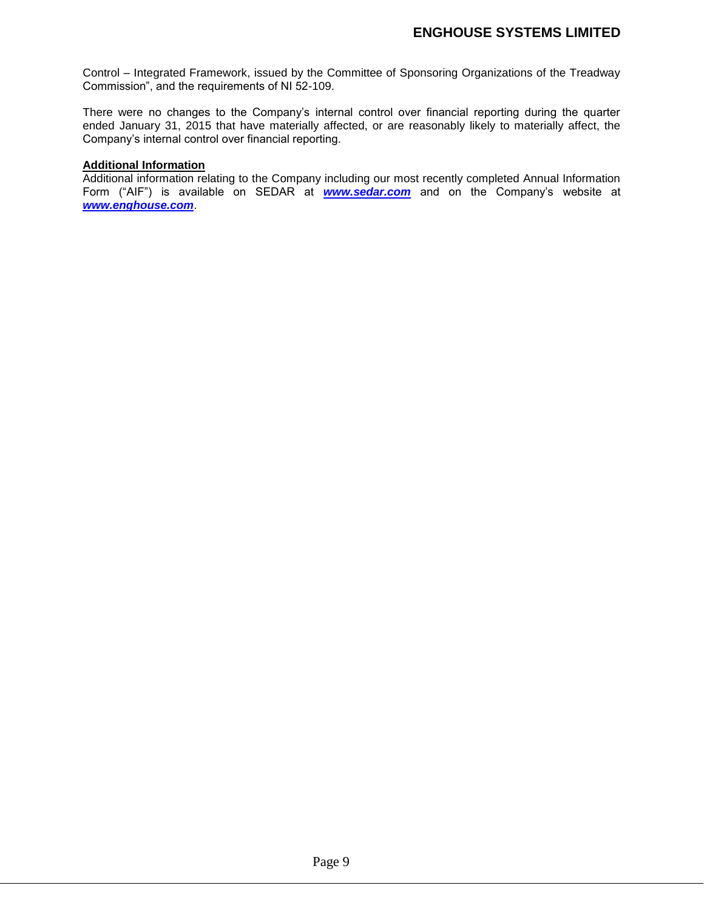Control – Integrated Framework, issued by the Committee of Sponsoring Organizations of the Treadway Commission", and the requirements of NI 52-109.

There were no changes to the Company's internal control over financial reporting during the quarter ended January 31, 2015 that have materially affected, or are reasonably likely to materially affect, the Company's internal control over financial reporting.

**Additional Information**

Additional information relating to the Company including our most recently completed Annual Information Form ("AIF") is available on SEDAR at ***www.sedar.com*** and on the Company's website at ***www.enghouse.com***.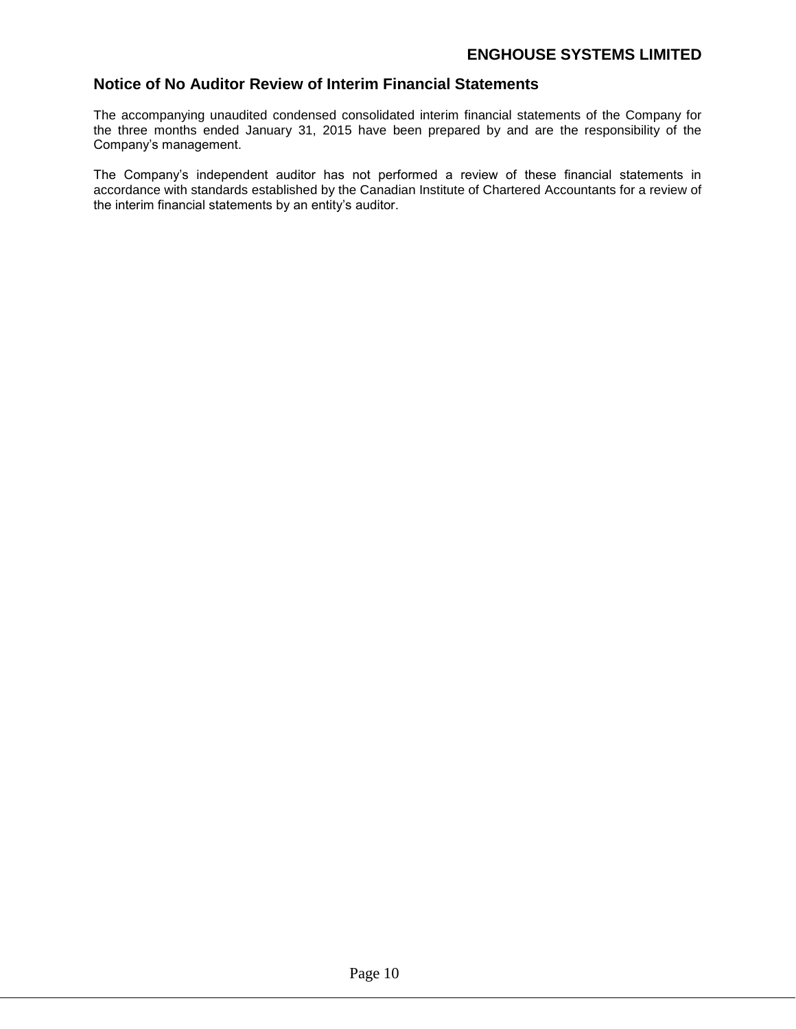## Notice of No Auditor Review of Interim Financial Statements

The accompanying unaudited condensed consolidated interim financial statements of the Company for the three months ended January 31, 2015 have been prepared by and are the responsibility of the Company's management.

The Company's independent auditor has not performed a review of these financial statements in accordance with standards established by the Canadian Institute of Chartered Accountants for a review of the interim financial statements by an entity's auditor.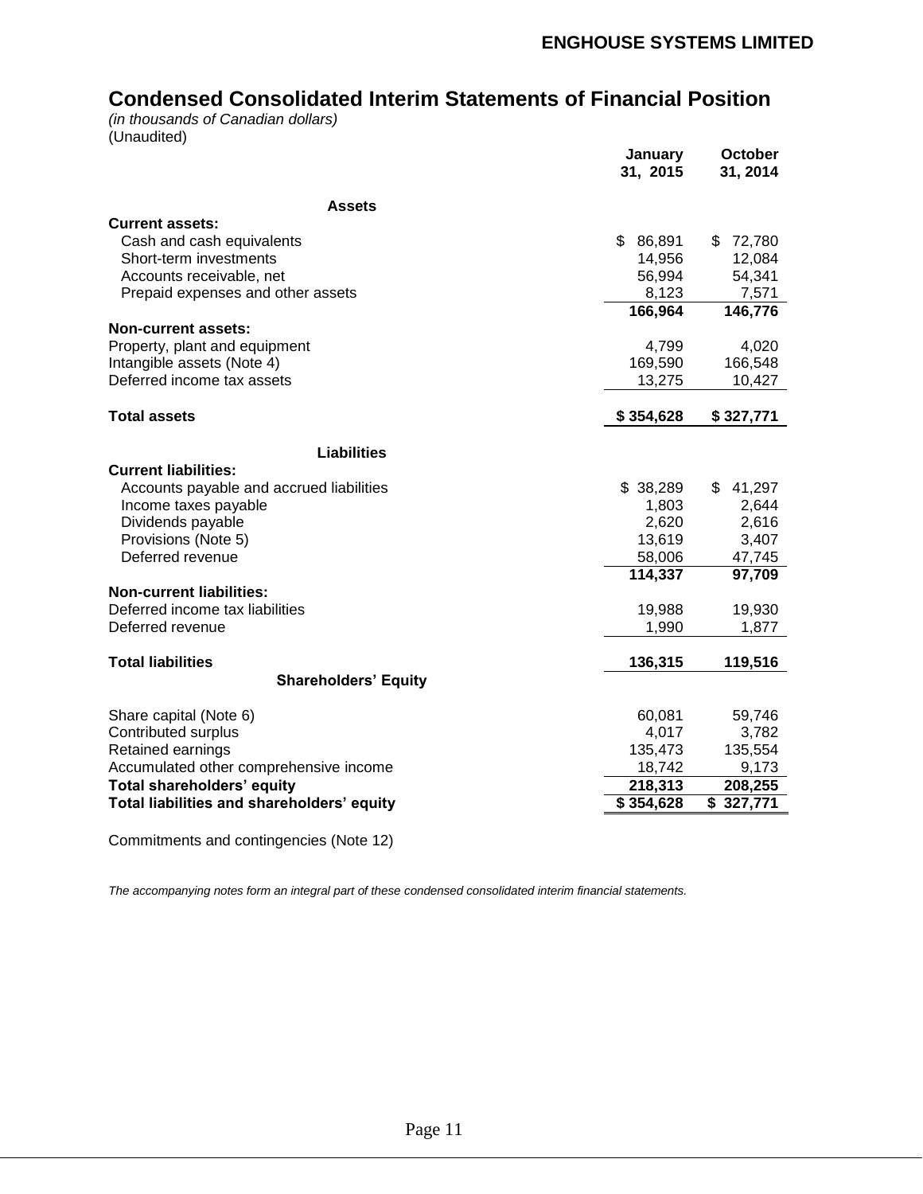## Condensed Consolidated Interim Statements of Financial Position

*(in thousands of Canadian dollars)*
(Unaudited)

| | January 31, 2015 | October 31, 2014 |
|---|---|---|
| **Assets** | | |
| **Current assets:** | | |
| Cash and cash equivalents | $ 86,891 | $ 72,780 |
| Short-term investments | 14,956 | 12,084 |
| Accounts receivable, net | 56,994 | 54,341 |
| Prepaid expenses and other assets | 8,123 | 7,571 |
| | **166,964** | **146,776** |
| **Non-current assets:** | | |
| Property, plant and equipment | 4,799 | 4,020 |
| Intangible assets (Note 4) | 169,590 | 166,548 |
| Deferred income tax assets | 13,275 | 10,427 |
| **Total assets** | **$ 354,628** | **$ 327,771** |
| **Liabilities** | | |
| **Current liabilities:** | | |
| Accounts payable and accrued liabilities | $ 38,289 | $ 41,297 |
| Income taxes payable | 1,803 | 2,644 |
| Dividends payable | 2,620 | 2,616 |
| Provisions (Note 5) | 13,619 | 3,407 |
| Deferred revenue | 58,006 | 47,745 |
| | **114,337** | **97,709** |
| **Non-current liabilities:** | | |
| Deferred income tax liabilities | 19,988 | 19,930 |
| Deferred revenue | 1,990 | 1,877 |
| **Total liabilities** | **136,315** | **119,516** |
| **Shareholders' Equity** | | |
| Share capital (Note 6) | 60,081 | 59,746 |
| Contributed surplus | 4,017 | 3,782 |
| Retained earnings | 135,473 | 135,554 |
| Accumulated other comprehensive income | 18,742 | 9,173 |
| **Total shareholders' equity** | **218,313** | **208,255** |
| **Total liabilities and shareholders' equity** | **$ 354,628** | **$ 327,771** |

Commitments and contingencies (Note 12)

*The accompanying notes form an integral part of these condensed consolidated interim financial statements.*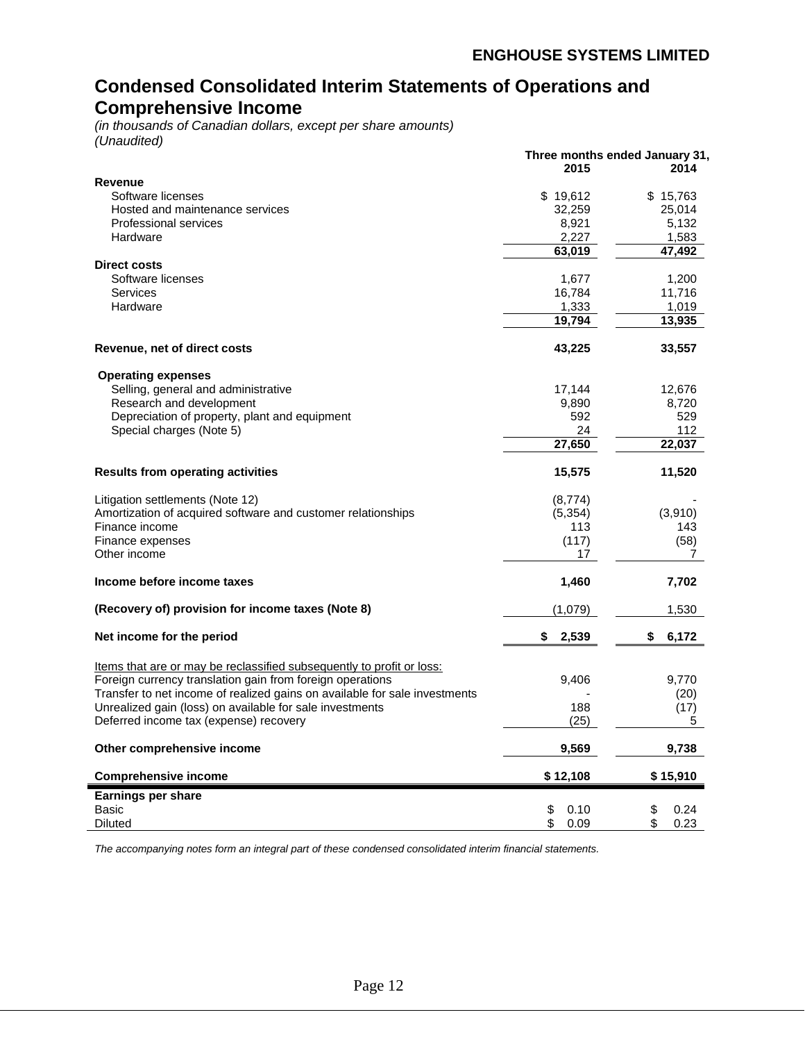**ENGHOUSE SYSTEMS LIMITED**

# Condensed Consolidated Interim Statements of Operations and Comprehensive Income

*(in thousands of Canadian dollars, except per share amounts)*
*(Unaudited)*

| | Three months ended January 31, | |
|---|---|---|
| | **2015** | **2014** |
| **Revenue** | | |
| Software licenses | $ 19,612 | $ 15,763 |
| Hosted and maintenance services | 32,259 | 25,014 |
| Professional services | 8,921 | 5,132 |
| Hardware | 2,227 | 1,583 |
| | **63,019** | **47,492** |
| **Direct costs** | | |
| Software licenses | 1,677 | 1,200 |
| Services | 16,784 | 11,716 |
| Hardware | 1,333 | 1,019 |
| | **19,794** | **13,935** |
| **Revenue, net of direct costs** | **43,225** | **33,557** |
| **Operating expenses** | | |
| Selling, general and administrative | 17,144 | 12,676 |
| Research and development | 9,890 | 8,720 |
| Depreciation of property, plant and equipment | 592 | 529 |
| Special charges (Note 5) | 24 | 112 |
| | **27,650** | **22,037** |
| **Results from operating activities** | **15,575** | **11,520** |
| Litigation settlements (Note 12) | (8,774) | - |
| Amortization of acquired software and customer relationships | (5,354) | (3,910) |
| Finance income | 113 | 143 |
| Finance expenses | (117) | (58) |
| Other income | 17 | 7 |
| **Income before income taxes** | **1,460** | **7,702** |
| **(Recovery of) provision for income taxes (Note 8)** | (1,079) | 1,530 |
| **Net income for the period** | **$ 2,539** | **$ 6,172** |
| Items that are or may be reclassified subsequently to profit or loss: | | |
| Foreign currency translation gain from foreign operations | 9,406 | 9,770 |
| Transfer to net income of realized gains on available for sale investments | - | (20) |
| Unrealized gain (loss) on available for sale investments | 188 | (17) |
| Deferred income tax (expense) recovery | (25) | 5 |
| **Other comprehensive income** | **9,569** | **9,738** |
| **Comprehensive income** | **$ 12,108** | **$ 15,910** |
| **Earnings per share** | | |
| Basic | $ 0.10 | $ 0.24 |
| Diluted | $ 0.09 | $ 0.23 |

*The accompanying notes form an integral part of these condensed consolidated interim financial statements.*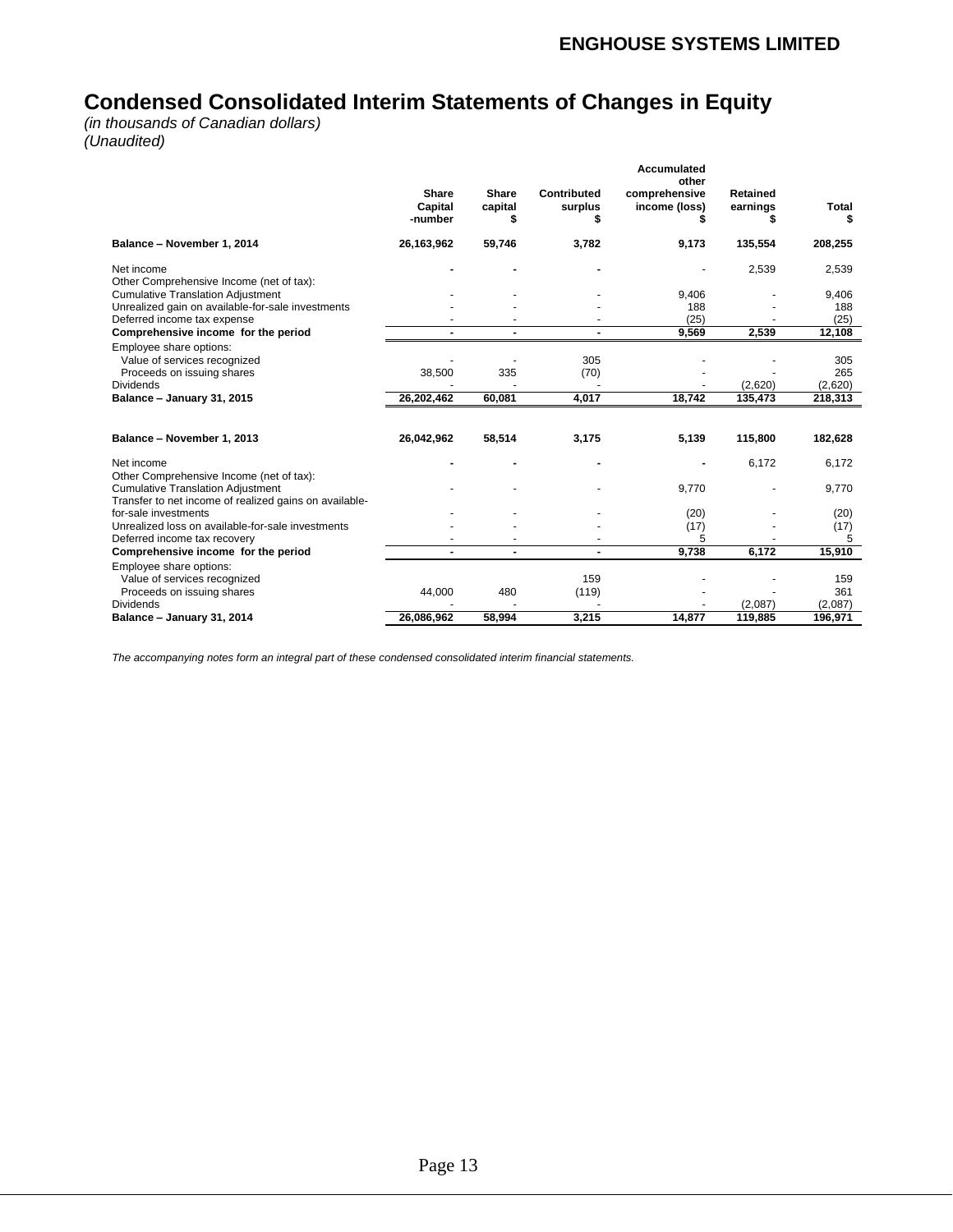ENGHOUSE SYSTEMS LIMITED

# Condensed Consolidated Interim Statements of Changes in Equity

*(in thousands of Canadian dollars)*
*(Unaudited)*

| | Share Capital -number | Share capital $ | Contributed surplus $ | Accumulated other comprehensive income (loss) $ | Retained earnings $ | Total $ |
|---|---|---|---|---|---|---|
| **Balance – November 1, 2014** | **26,163,962** | **59,746** | **3,782** | **9,173** | **135,554** | **208,255** |
| Net income | - | - | - | - | 2,539 | 2,539 |
| Other Comprehensive Income (net of tax): | | | | | | |
| Cumulative Translation Adjustment | - | - | - | 9,406 | - | 9,406 |
| Unrealized gain on available-for-sale investments | - | - | - | 188 | - | 188 |
| Deferred income tax expense | - | - | - | (25) | - | (25) |
| **Comprehensive income for the period** | **-** | **-** | **-** | **9,569** | **2,539** | **12,108** |
| Employee share options: | | | | | | |
| Value of services recognized | - | - | 305 | - | - | 305 |
| Proceeds on issuing shares | 38,500 | 335 | (70) | - | - | 265 |
| Dividends | - | - | - | - | (2,620) | (2,620) |
| **Balance – January 31, 2015** | **26,202,462** | **60,081** | **4,017** | **18,742** | **135,473** | **218,313** |
| | | | | | | |
| **Balance – November 1, 2013** | **26,042,962** | **58,514** | **3,175** | **5,139** | **115,800** | **182,628** |
| Net income | - | - | - | - | 6,172 | 6,172 |
| Other Comprehensive Income (net of tax): | | | | | | |
| Cumulative Translation Adjustment | - | - | - | 9,770 | - | 9,770 |
| Transfer to net income of realized gains on available-for-sale investments | - | - | - | (20) | - | (20) |
| Unrealized loss on available-for-sale investments | - | - | - | (17) | - | (17) |
| Deferred income tax recovery | - | - | - | 5 | - | 5 |
| **Comprehensive income for the period** | **-** | **-** | **-** | **9,738** | **6,172** | **15,910** |
| Employee share options: | | | | | | |
| Value of services recognized | | | 159 | - | - | 159 |
| Proceeds on issuing shares | 44,000 | 480 | (119) | - | - | 361 |
| Dividends | - | - | - | - | (2,087) | (2,087) |
| **Balance – January 31, 2014** | **26,086,962** | **58,994** | **3,215** | **14,877** | **119,885** | **196,971** |

*The accompanying notes form an integral part of these condensed consolidated interim financial statements.*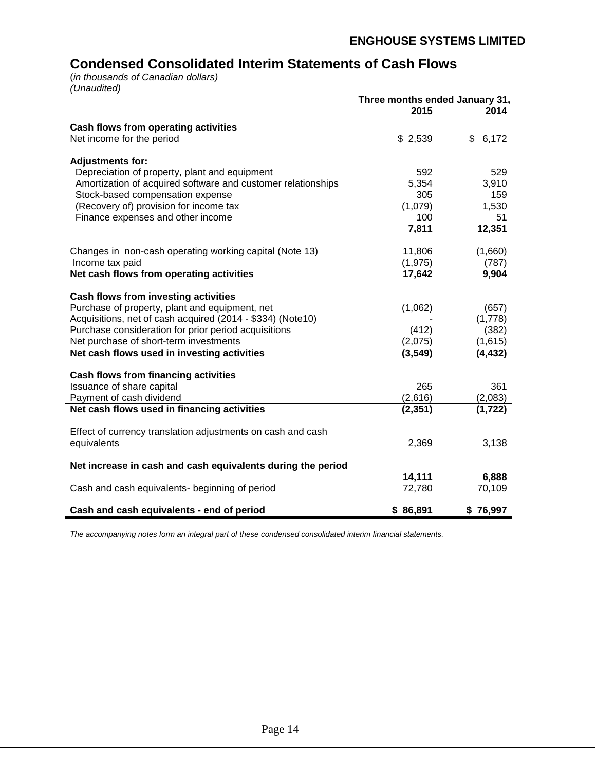**ENGHOUSE SYSTEMS LIMITED**

# Condensed Consolidated Interim Statements of Cash Flows

(*in thousands of Canadian dollars*)
*(Unaudited)*

| | Three months ended January 31, 2015 | 2014 |
|---|---|---|
| **Cash flows from operating activities** | | |
| Net income for the period | $ 2,539 | $ 6,172 |
| **Adjustments for:** | | |
| Depreciation of property, plant and equipment | 592 | 529 |
| Amortization of acquired software and customer relationships | 5,354 | 3,910 |
| Stock-based compensation expense | 305 | 159 |
| (Recovery of) provision for income tax | (1,079) | 1,530 |
| Finance expenses and other income | 100 | 51 |
| | **7,811** | **12,351** |
| Changes in non-cash operating working capital (Note 13) | 11,806 | (1,660) |
| Income tax paid | (1,975) | (787) |
| **Net cash flows from operating activities** | **17,642** | **9,904** |
| **Cash flows from investing activities** | | |
| Purchase of property, plant and equipment, net | (1,062) | (657) |
| Acquisitions, net of cash acquired (2014 - $334) (Note10) | - | (1,778) |
| Purchase consideration for prior period acquisitions | (412) | (382) |
| Net purchase of short-term investments | (2,075) | (1,615) |
| **Net cash flows used in investing activities** | **(3,549)** | **(4,432)** |
| **Cash flows from financing activities** | | |
| Issuance of share capital | 265 | 361 |
| Payment of cash dividend | (2,616) | (2,083) |
| **Net cash flows used in financing activities** | **(2,351)** | **(1,722)** |
| Effect of currency translation adjustments on cash and cash equivalents | 2,369 | 3,138 |
| **Net increase in cash and cash equivalents during the period** | **14,111** | **6,888** |
| Cash and cash equivalents- beginning of period | 72,780 | 70,109 |
| **Cash and cash equivalents - end of period** | **$ 86,891** | **$ 76,997** |

*The accompanying notes form an integral part of these condensed consolidated interim financial statements.*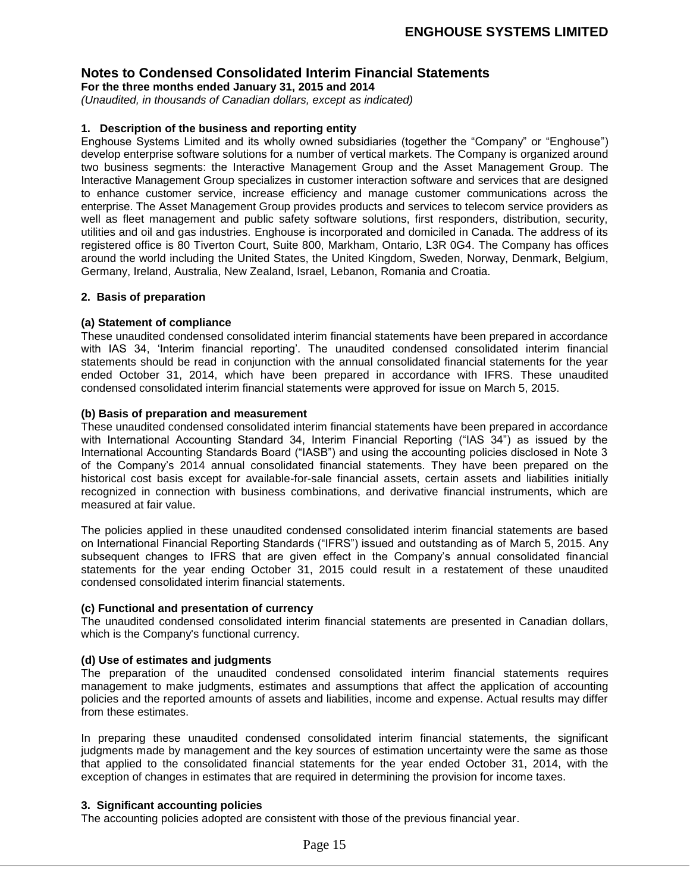## Notes to Condensed Consolidated Interim Financial Statements

**For the three months ended January 31, 2015 and 2014**

*(Unaudited, in thousands of Canadian dollars, except as indicated)*

### 1. Description of the business and reporting entity

Enghouse Systems Limited and its wholly owned subsidiaries (together the "Company" or "Enghouse") develop enterprise software solutions for a number of vertical markets. The Company is organized around two business segments: the Interactive Management Group and the Asset Management Group. The Interactive Management Group specializes in customer interaction software and services that are designed to enhance customer service, increase efficiency and manage customer communications across the enterprise. The Asset Management Group provides products and services to telecom service providers as well as fleet management and public safety software solutions, first responders, distribution, security, utilities and oil and gas industries. Enghouse is incorporated and domiciled in Canada. The address of its registered office is 80 Tiverton Court, Suite 800, Markham, Ontario, L3R 0G4. The Company has offices around the world including the United States, the United Kingdom, Sweden, Norway, Denmark, Belgium, Germany, Ireland, Australia, New Zealand, Israel, Lebanon, Romania and Croatia.

### 2. Basis of preparation

**(a) Statement of compliance**

These unaudited condensed consolidated interim financial statements have been prepared in accordance with IAS 34, 'Interim financial reporting'. The unaudited condensed consolidated interim financial statements should be read in conjunction with the annual consolidated financial statements for the year ended October 31, 2014, which have been prepared in accordance with IFRS. These unaudited condensed consolidated interim financial statements were approved for issue on March 5, 2015.

**(b) Basis of preparation and measurement**

These unaudited condensed consolidated interim financial statements have been prepared in accordance with International Accounting Standard 34, Interim Financial Reporting ("IAS 34") as issued by the International Accounting Standards Board ("IASB") and using the accounting policies disclosed in Note 3 of the Company's 2014 annual consolidated financial statements. They have been prepared on the historical cost basis except for available-for-sale financial assets, certain assets and liabilities initially recognized in connection with business combinations, and derivative financial instruments, which are measured at fair value.

The policies applied in these unaudited condensed consolidated interim financial statements are based on International Financial Reporting Standards ("IFRS") issued and outstanding as of March 5, 2015. Any subsequent changes to IFRS that are given effect in the Company's annual consolidated financial statements for the year ending October 31, 2015 could result in a restatement of these unaudited condensed consolidated interim financial statements.

**(c) Functional and presentation of currency**

The unaudited condensed consolidated interim financial statements are presented in Canadian dollars, which is the Company's functional currency.

**(d) Use of estimates and judgments**

The preparation of the unaudited condensed consolidated interim financial statements requires management to make judgments, estimates and assumptions that affect the application of accounting policies and the reported amounts of assets and liabilities, income and expense. Actual results may differ from these estimates.

In preparing these unaudited condensed consolidated interim financial statements, the significant judgments made by management and the key sources of estimation uncertainty were the same as those that applied to the consolidated financial statements for the year ended October 31, 2014, with the exception of changes in estimates that are required in determining the provision for income taxes.

### 3. Significant accounting policies

The accounting policies adopted are consistent with those of the previous financial year.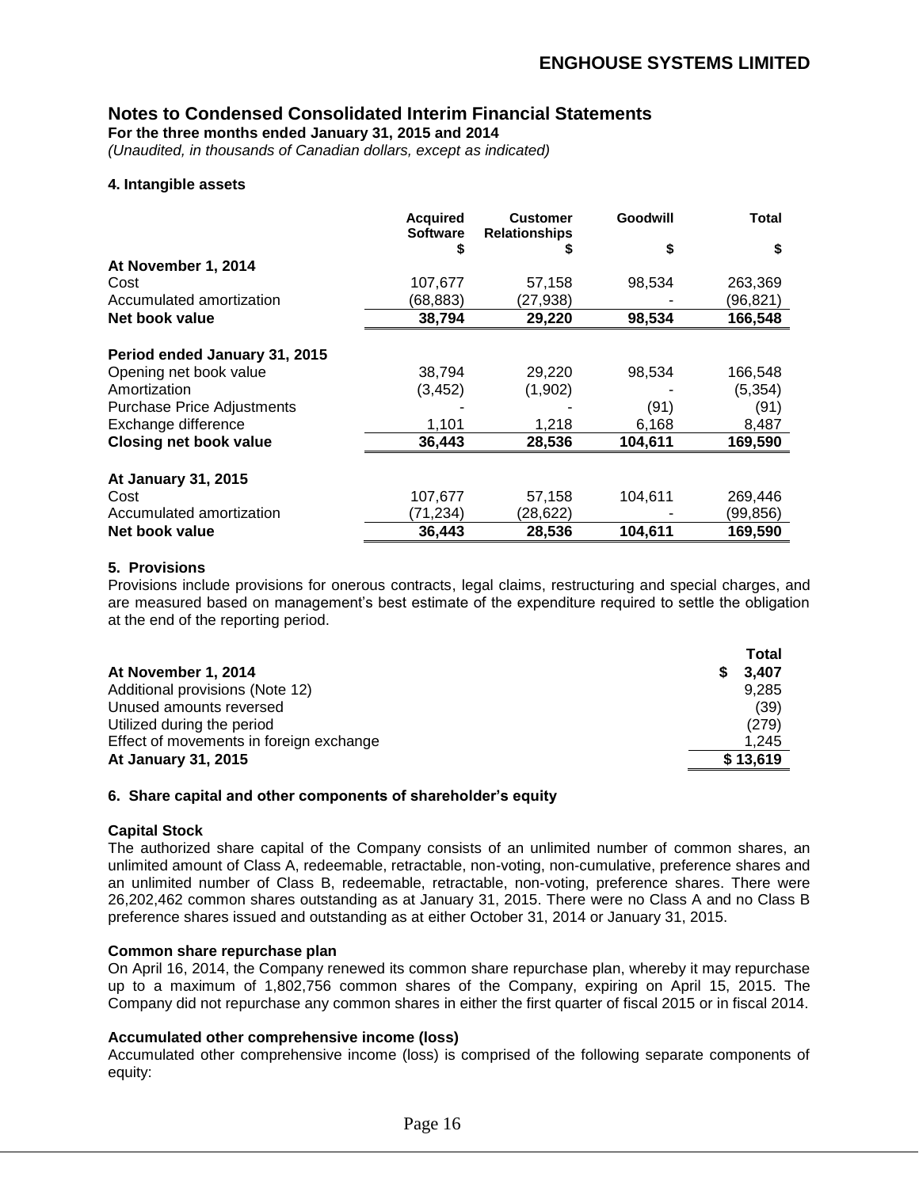## Notes to Condensed Consolidated Interim Financial Statements

**For the three months ended January 31, 2015 and 2014**

*(Unaudited, in thousands of Canadian dollars, except as indicated)*

### 4. Intangible assets

| | Acquired Software $ | Customer Relationships $ | Goodwill $ | Total $ |
|---|---|---|---|---|
| **At November 1, 2014** | | | | |
| Cost | 107,677 | 57,158 | 98,534 | 263,369 |
| Accumulated amortization | (68,883) | (27,938) | - | (96,821) |
| **Net book value** | **38,794** | **29,220** | **98,534** | **166,548** |
| **Period ended January 31, 2015** | | | | |
| Opening net book value | 38,794 | 29,220 | 98,534 | 166,548 |
| Amortization | (3,452) | (1,902) | - | (5,354) |
| Purchase Price Adjustments | - | - | (91) | (91) |
| Exchange difference | 1,101 | 1,218 | 6,168 | 8,487 |
| **Closing net book value** | **36,443** | **28,536** | **104,611** | **169,590** |
| **At January 31, 2015** | | | | |
| Cost | 107,677 | 57,158 | 104,611 | 269,446 |
| Accumulated amortization | (71,234) | (28,622) | - | (99,856) |
| **Net book value** | **36,443** | **28,536** | **104,611** | **169,590** |

### 5. Provisions

Provisions include provisions for onerous contracts, legal claims, restructuring and special charges, and are measured based on management's best estimate of the expenditure required to settle the obligation at the end of the reporting period.

| | Total |
|---|---|
| **At November 1, 2014** | **$ 3,407** |
| Additional provisions (Note 12) | 9,285 |
| Unused amounts reversed | (39) |
| Utilized during the period | (279) |
| Effect of movements in foreign exchange | 1,245 |
| **At January 31, 2015** | **$ 13,619** |

### 6. Share capital and other components of shareholder's equity

**Capital Stock**

The authorized share capital of the Company consists of an unlimited number of common shares, an unlimited amount of Class A, redeemable, retractable, non-voting, non-cumulative, preference shares and an unlimited number of Class B, redeemable, retractable, non-voting, preference shares. There were 26,202,462 common shares outstanding as at January 31, 2015. There were no Class A and no Class B preference shares issued and outstanding as at either October 31, 2014 or January 31, 2015.

**Common share repurchase plan**

On April 16, 2014, the Company renewed its common share repurchase plan, whereby it may repurchase up to a maximum of 1,802,756 common shares of the Company, expiring on April 15, 2015. The Company did not repurchase any common shares in either the first quarter of fiscal 2015 or in fiscal 2014.

**Accumulated other comprehensive income (loss)**

Accumulated other comprehensive income (loss) is comprised of the following separate components of equity: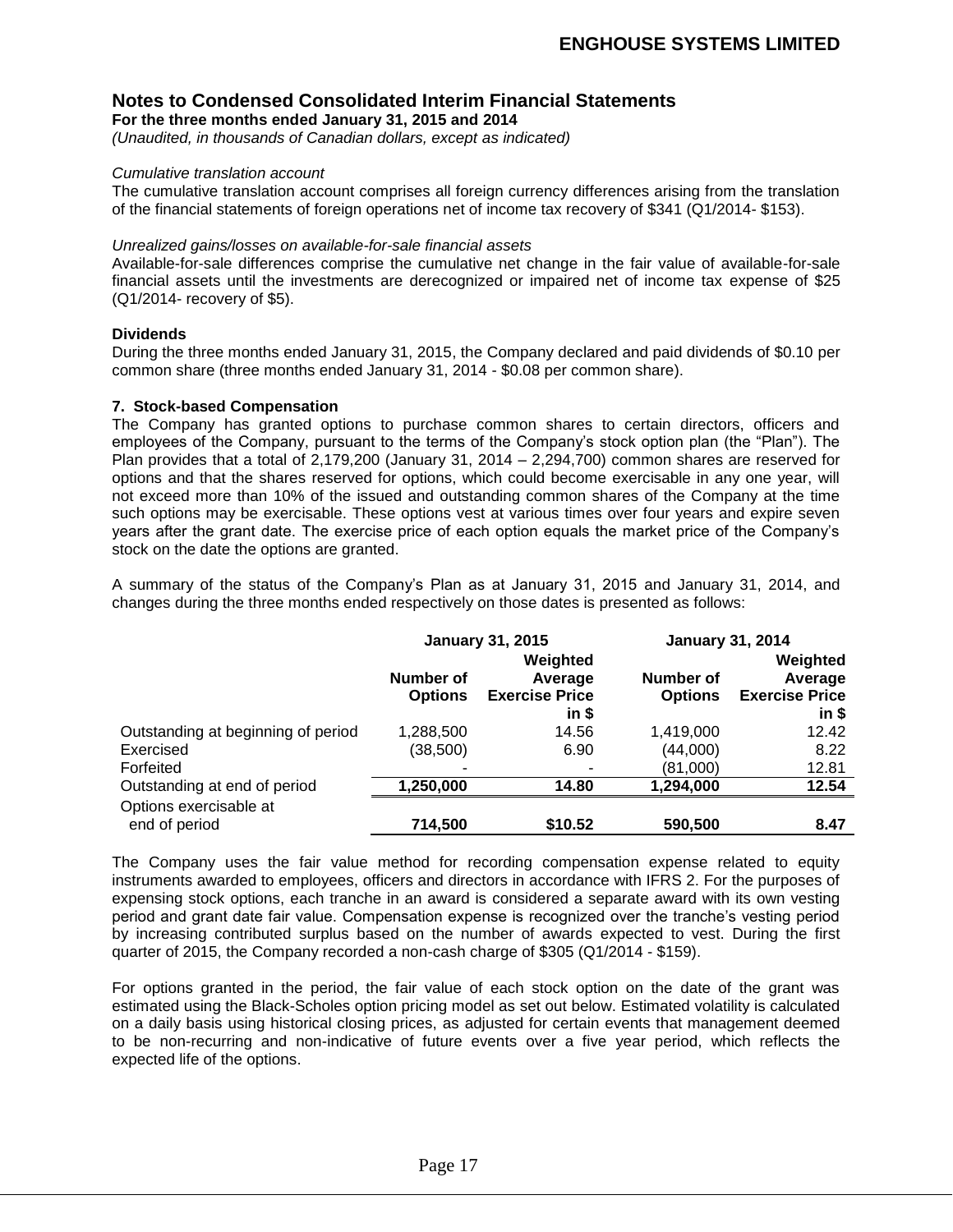## Notes to Condensed Consolidated Interim Financial Statements

**For the three months ended January 31, 2015 and 2014**

*(Unaudited, in thousands of Canadian dollars, except as indicated)*

*Cumulative translation account*

The cumulative translation account comprises all foreign currency differences arising from the translation of the financial statements of foreign operations net of income tax recovery of $341 (Q1/2014- $153).

*Unrealized gains/losses on available-for-sale financial assets*

Available-for-sale differences comprise the cumulative net change in the fair value of available-for-sale financial assets until the investments are derecognized or impaired net of income tax expense of $25 (Q1/2014- recovery of $5).

**Dividends**

During the three months ended January 31, 2015, the Company declared and paid dividends of $0.10 per common share (three months ended January 31, 2014 - $0.08 per common share).

**7. Stock-based Compensation**

The Company has granted options to purchase common shares to certain directors, officers and employees of the Company, pursuant to the terms of the Company's stock option plan (the "Plan"). The Plan provides that a total of 2,179,200 (January 31, 2014 – 2,294,700) common shares are reserved for options and that the shares reserved for options, which could become exercisable in any one year, will not exceed more than 10% of the issued and outstanding common shares of the Company at the time such options may be exercisable. These options vest at various times over four years and expire seven years after the grant date. The exercise price of each option equals the market price of the Company's stock on the date the options are granted.

A summary of the status of the Company's Plan as at January 31, 2015 and January 31, 2014, and changes during the three months ended respectively on those dates is presented as follows:

| | January 31, 2015 | | January 31, 2014 | |
|---|---|---|---|---|
| | Number of Options | Weighted Average Exercise Price in $ | Number of Options | Weighted Average Exercise Price in $ |
| Outstanding at beginning of period | 1,288,500 | 14.56 | 1,419,000 | 12.42 |
| Exercised | (38,500) | 6.90 | (44,000) | 8.22 |
| Forfeited | - | - | (81,000) | 12.81 |
| Outstanding at end of period | **1,250,000** | **14.80** | **1,294,000** | **12.54** |
| Options exercisable at end of period | **714,500** | **$10.52** | **590,500** | **8.47** |

The Company uses the fair value method for recording compensation expense related to equity instruments awarded to employees, officers and directors in accordance with IFRS 2. For the purposes of expensing stock options, each tranche in an award is considered a separate award with its own vesting period and grant date fair value. Compensation expense is recognized over the tranche's vesting period by increasing contributed surplus based on the number of awards expected to vest. During the first quarter of 2015, the Company recorded a non-cash charge of $305 (Q1/2014 - $159).

For options granted in the period, the fair value of each stock option on the date of the grant was estimated using the Black-Scholes option pricing model as set out below. Estimated volatility is calculated on a daily basis using historical closing prices, as adjusted for certain events that management deemed to be non-recurring and non-indicative of future events over a five year period, which reflects the expected life of the options.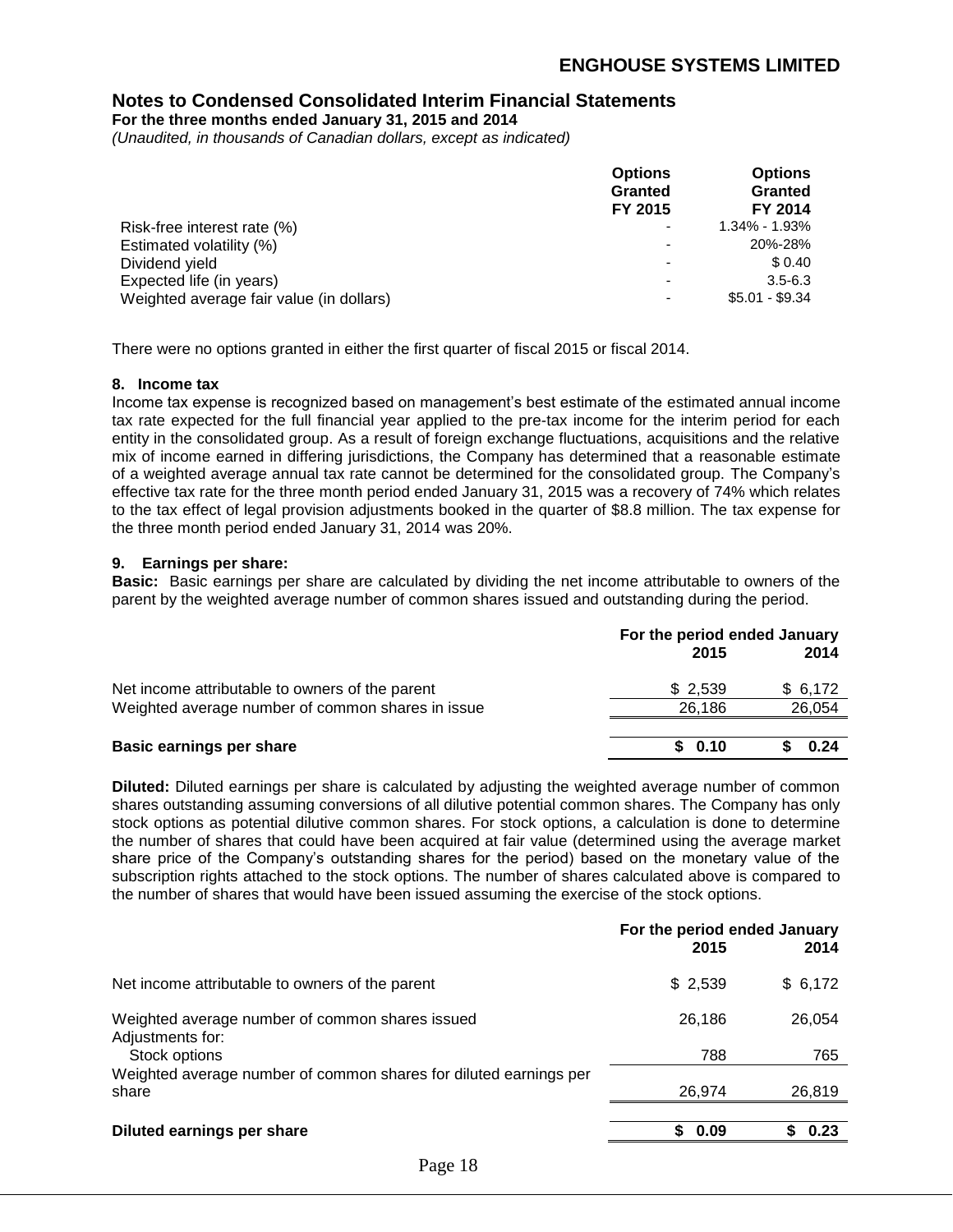## Notes to Condensed Consolidated Interim Financial Statements

**For the three months ended January 31, 2015 and 2014**

*(Unaudited, in thousands of Canadian dollars, except as indicated)*

| | Options Granted FY 2015 | Options Granted FY 2014 |
|---|---|---|
| Risk-free interest rate (%) | - | 1.34% - 1.93% |
| Estimated volatility (%) | - | 20%-28% |
| Dividend yield | - | $ 0.40 |
| Expected life (in years) | - | 3.5-6.3 |
| Weighted average fair value (in dollars) | - | $5.01 - $9.34 |

There were no options granted in either the first quarter of fiscal 2015 or fiscal 2014.

### 8. Income tax

Income tax expense is recognized based on management's best estimate of the estimated annual income tax rate expected for the full financial year applied to the pre-tax income for the interim period for each entity in the consolidated group. As a result of foreign exchange fluctuations, acquisitions and the relative mix of income earned in differing jurisdictions, the Company has determined that a reasonable estimate of a weighted average annual tax rate cannot be determined for the consolidated group. The Company's effective tax rate for the three month period ended January 31, 2015 was a recovery of 74% which relates to the tax effect of legal provision adjustments booked in the quarter of $8.8 million. The tax expense for the three month period ended January 31, 2014 was 20%.

### 9. Earnings per share:

**Basic:** Basic earnings per share are calculated by dividing the net income attributable to owners of the parent by the weighted average number of common shares issued and outstanding during the period.

| | For the period ended January 2015 | 2014 |
|---|---|---|
| Net income attributable to owners of the parent | $ 2,539 | $ 6,172 |
| Weighted average number of common shares in issue | 26,186 | 26,054 |
| **Basic earnings per share** | **$ 0.10** | **$ 0.24** |

**Diluted:** Diluted earnings per share is calculated by adjusting the weighted average number of common shares outstanding assuming conversions of all dilutive potential common shares. The Company has only stock options as potential dilutive common shares. For stock options, a calculation is done to determine the number of shares that could have been acquired at fair value (determined using the average market share price of the Company's outstanding shares for the period) based on the monetary value of the subscription rights attached to the stock options. The number of shares calculated above is compared to the number of shares that would have been issued assuming the exercise of the stock options.

| | For the period ended January 2015 | 2014 |
|---|---|---|
| Net income attributable to owners of the parent | $ 2,539 | $ 6,172 |
| Weighted average number of common shares issued | 26,186 | 26,054 |
| Adjustments for: | | |
| Stock options | 788 | 765 |
| Weighted average number of common shares for diluted earnings per share | 26,974 | 26,819 |
| **Diluted earnings per share** | **$ 0.09** | **$ 0.23** |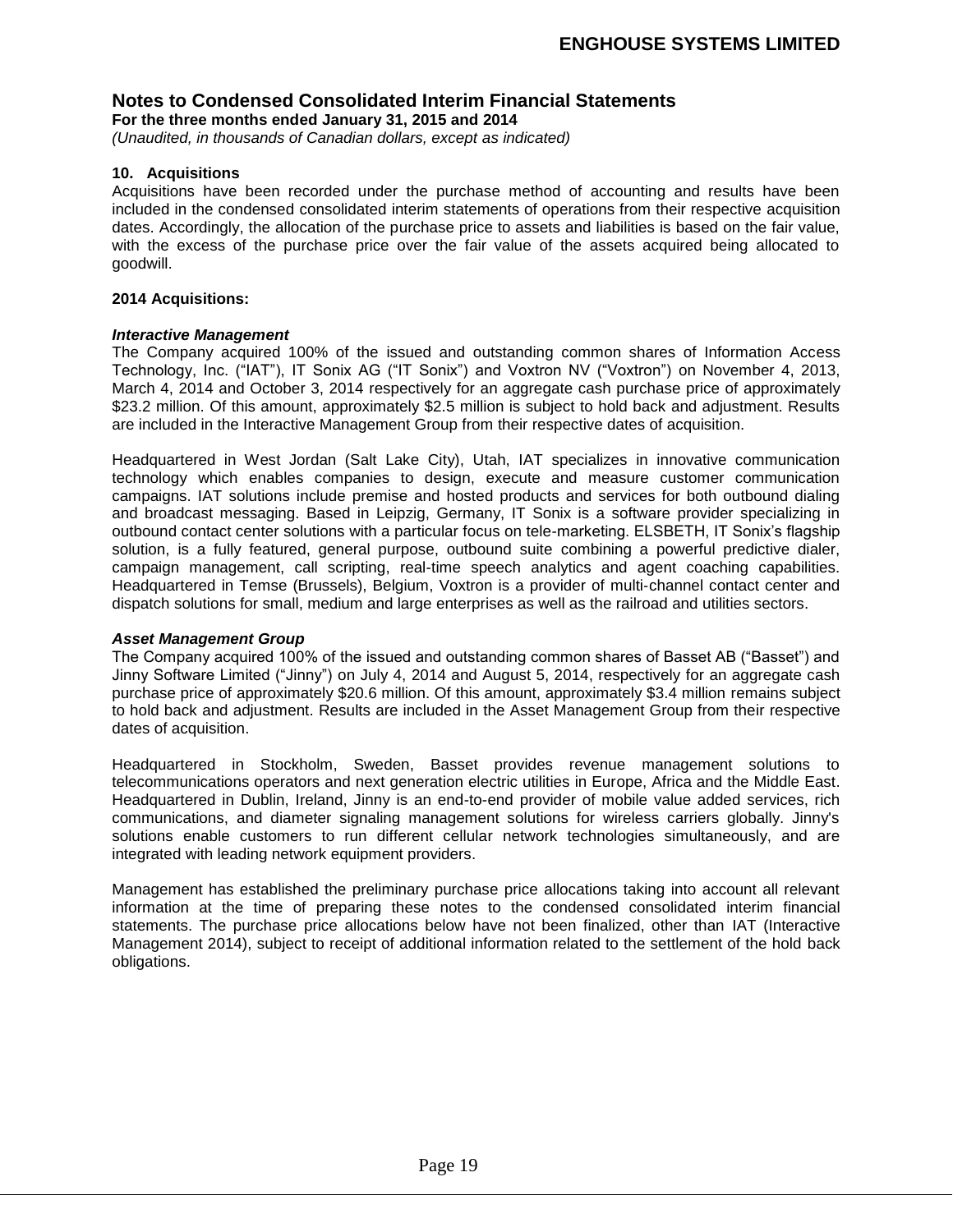# Notes to Condensed Consolidated Interim Financial Statements

**For the three months ended January 31, 2015 and 2014**

*(Unaudited, in thousands of Canadian dollars, except as indicated)*

### 10. Acquisitions

Acquisitions have been recorded under the purchase method of accounting and results have been included in the condensed consolidated interim statements of operations from their respective acquisition dates. Accordingly, the allocation of the purchase price to assets and liabilities is based on the fair value, with the excess of the purchase price over the fair value of the assets acquired being allocated to goodwill.

**2014 Acquisitions:**

***Interactive Management***

The Company acquired 100% of the issued and outstanding common shares of Information Access Technology, Inc. ("IAT"), IT Sonix AG ("IT Sonix") and Voxtron NV ("Voxtron") on November 4, 2013, March 4, 2014 and October 3, 2014 respectively for an aggregate cash purchase price of approximately $23.2 million. Of this amount, approximately $2.5 million is subject to hold back and adjustment. Results are included in the Interactive Management Group from their respective dates of acquisition.

Headquartered in West Jordan (Salt Lake City), Utah, IAT specializes in innovative communication technology which enables companies to design, execute and measure customer communication campaigns. IAT solutions include premise and hosted products and services for both outbound dialing and broadcast messaging. Based in Leipzig, Germany, IT Sonix is a software provider specializing in outbound contact center solutions with a particular focus on tele-marketing. ELSBETH, IT Sonix's flagship solution, is a fully featured, general purpose, outbound suite combining a powerful predictive dialer, campaign management, call scripting, real-time speech analytics and agent coaching capabilities. Headquartered in Temse (Brussels), Belgium, Voxtron is a provider of multi-channel contact center and dispatch solutions for small, medium and large enterprises as well as the railroad and utilities sectors.

***Asset Management Group***

The Company acquired 100% of the issued and outstanding common shares of Basset AB ("Basset") and Jinny Software Limited ("Jinny") on July 4, 2014 and August 5, 2014, respectively for an aggregate cash purchase price of approximately $20.6 million. Of this amount, approximately $3.4 million remains subject to hold back and adjustment. Results are included in the Asset Management Group from their respective dates of acquisition.

Headquartered in Stockholm, Sweden, Basset provides revenue management solutions to telecommunications operators and next generation electric utilities in Europe, Africa and the Middle East. Headquartered in Dublin, Ireland, Jinny is an end-to-end provider of mobile value added services, rich communications, and diameter signaling management solutions for wireless carriers globally. Jinny's solutions enable customers to run different cellular network technologies simultaneously, and are integrated with leading network equipment providers.

Management has established the preliminary purchase price allocations taking into account all relevant information at the time of preparing these notes to the condensed consolidated interim financial statements. The purchase price allocations below have not been finalized, other than IAT (Interactive Management 2014), subject to receipt of additional information related to the settlement of the hold back obligations.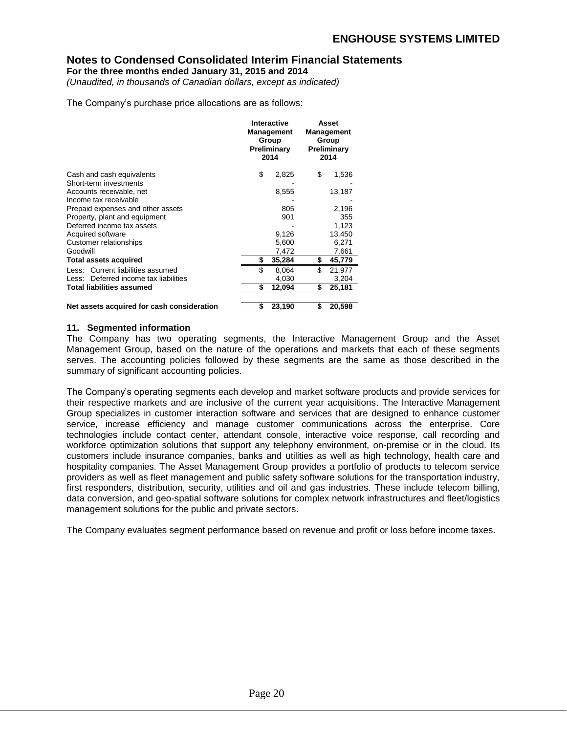# ENGHOUSE SYSTEMS LIMITED

## Notes to Condensed Consolidated Interim Financial Statements

**For the three months ended January 31, 2015 and 2014**

*(Unaudited, in thousands of Canadian dollars, except as indicated)*

The Company's purchase price allocations are as follows:

| | Interactive Management Group Preliminary 2014 | Asset Management Group Preliminary 2014 |
|---|---|---|
| Cash and cash equivalents | $ 2,825 | $ 1,536 |
| Short-term investments | - | - |
| Accounts receivable, net | 8,555 | 13,187 |
| Income tax receivable | - | - |
| Prepaid expenses and other assets | 805 | 2,196 |
| Property, plant and equipment | 901 | 355 |
| Deferred income tax assets | - | 1,123 |
| Acquired software | 9,126 | 13,450 |
| Customer relationships | 5,600 | 6,271 |
| Goodwill | 7,472 | 7,661 |
| **Total assets acquired** | **$ 35,284** | **$ 45,779** |
| Less: Current liabilities assumed | $ 8,064 | $ 21,977 |
| Less: Deferred income tax liabilities | 4,030 | 3,204 |
| **Total liabilities assumed** | **$ 12,094** | **$ 25,181** |
| **Net assets acquired for cash consideration** | **$ 23,190** | **$ 20,598** |

### 11. Segmented information

The Company has two operating segments, the Interactive Management Group and the Asset Management Group, based on the nature of the operations and markets that each of these segments serves. The accounting policies followed by these segments are the same as those described in the summary of significant accounting policies.

The Company's operating segments each develop and market software products and provide services for their respective markets and are inclusive of the current year acquisitions. The Interactive Management Group specializes in customer interaction software and services that are designed to enhance customer service, increase efficiency and manage customer communications across the enterprise. Core technologies include contact center, attendant console, interactive voice response, call recording and workforce optimization solutions that support any telephony environment, on-premise or in the cloud. Its customers include insurance companies, banks and utilities as well as high technology, health care and hospitality companies. The Asset Management Group provides a portfolio of products to telecom service providers as well as fleet management and public safety software solutions for the transportation industry, first responders, distribution, security, utilities and oil and gas industries. These include telecom billing, data conversion, and geo-spatial software solutions for complex network infrastructures and fleet/logistics management solutions for the public and private sectors.

The Company evaluates segment performance based on revenue and profit or loss before income taxes.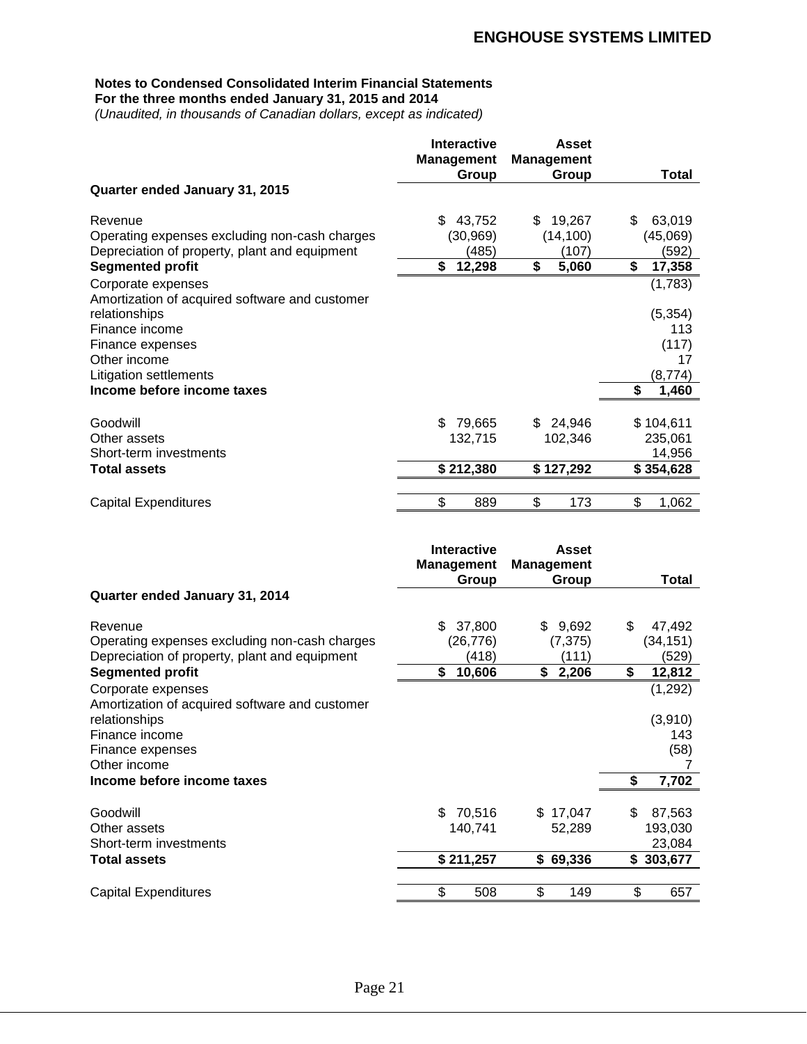**Notes to Condensed Consolidated Interim Financial Statements**
**For the three months ended January 31, 2015 and 2014**
*(Unaudited, in thousands of Canadian dollars, except as indicated)*

| | Interactive Management Group | Asset Management Group | Total |
|---|---|---|---|
| **Quarter ended January 31, 2015** | | | |
| Revenue | $ 43,752 | $ 19,267 | $ 63,019 |
| Operating expenses excluding non-cash charges | (30,969) | (14,100) | (45,069) |
| Depreciation of property, plant and equipment | (485) | (107) | (592) |
| **Segmented profit** | **$ 12,298** | **$ 5,060** | **$ 17,358** |
| Corporate expenses | | | (1,783) |
| Amortization of acquired software and customer relationships | | | (5,354) |
| Finance income | | | 113 |
| Finance expenses | | | (117) |
| Other income | | | 17 |
| Litigation settlements | | | (8,774) |
| **Income before income taxes** | | | **$ 1,460** |
| | | | |
| Goodwill | $ 79,665 | $ 24,946 | $ 104,611 |
| Other assets | 132,715 | 102,346 | 235,061 |
| Short-term investments | | | 14,956 |
| **Total assets** | **$ 212,380** | **$ 127,292** | **$ 354,628** |
| | | | |
| Capital Expenditures | $ 889 | $ 173 | $ 1,062 |

| | Interactive Management Group | Asset Management Group | Total |
|---|---|---|---|
| **Quarter ended January 31, 2014** | | | |
| Revenue | $ 37,800 | $ 9,692 | $ 47,492 |
| Operating expenses excluding non-cash charges | (26,776) | (7,375) | (34,151) |
| Depreciation of property, plant and equipment | (418) | (111) | (529) |
| **Segmented profit** | **$ 10,606** | **$ 2,206** | **$ 12,812** |
| Corporate expenses | | | (1,292) |
| Amortization of acquired software and customer relationships | | | (3,910) |
| Finance income | | | 143 |
| Finance expenses | | | (58) |
| Other income | | | 7 |
| **Income before income taxes** | | | **$ 7,702** |
| | | | |
| Goodwill | $ 70,516 | $ 17,047 | $ 87,563 |
| Other assets | 140,741 | 52,289 | 193,030 |
| Short-term investments | | | 23,084 |
| **Total assets** | **$ 211,257** | **$ 69,336** | **$ 303,677** |
| | | | |
| Capital Expenditures | $ 508 | $ 149 | $ 657 |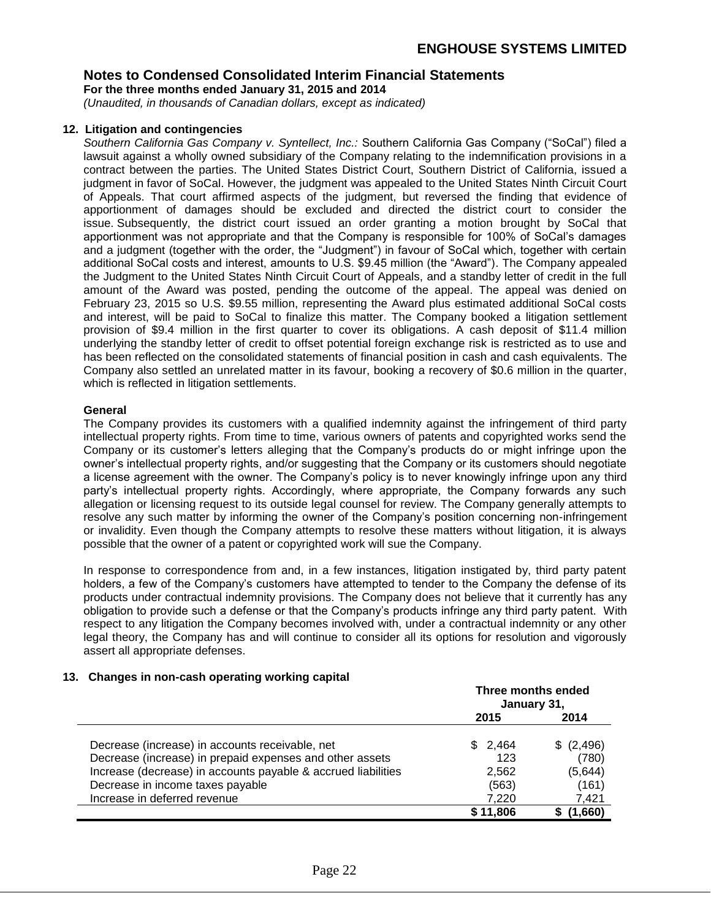# ENGHOUSE SYSTEMS LIMITED

## Notes to Condensed Consolidated Interim Financial Statements

**For the three months ended January 31, 2015 and 2014**

*(Unaudited, in thousands of Canadian dollars, except as indicated)*

### 12. Litigation and contingencies

*Southern California Gas Company v. Syntellect, Inc.:* Southern California Gas Company ("SoCal") filed a lawsuit against a wholly owned subsidiary of the Company relating to the indemnification provisions in a contract between the parties. The United States District Court, Southern District of California, issued a judgment in favor of SoCal. However, the judgment was appealed to the United States Ninth Circuit Court of Appeals. That court affirmed aspects of the judgment, but reversed the finding that evidence of apportionment of damages should be excluded and directed the district court to consider the issue. Subsequently, the district court issued an order granting a motion brought by SoCal that apportionment was not appropriate and that the Company is responsible for 100% of SoCal's damages and a judgment (together with the order, the "Judgment") in favour of SoCal which, together with certain additional SoCal costs and interest, amounts to U.S. $9.45 million (the "Award"). The Company appealed the Judgment to the United States Ninth Circuit Court of Appeals, and a standby letter of credit in the full amount of the Award was posted, pending the outcome of the appeal. The appeal was denied on February 23, 2015 so U.S. $9.55 million, representing the Award plus estimated additional SoCal costs and interest, will be paid to SoCal to finalize this matter. The Company booked a litigation settlement provision of $9.4 million in the first quarter to cover its obligations. A cash deposit of $11.4 million underlying the standby letter of credit to offset potential foreign exchange risk is restricted as to use and has been reflected on the consolidated statements of financial position in cash and cash equivalents. The Company also settled an unrelated matter in its favour, booking a recovery of $0.6 million in the quarter, which is reflected in litigation settlements.

**General**

The Company provides its customers with a qualified indemnity against the infringement of third party intellectual property rights. From time to time, various owners of patents and copyrighted works send the Company or its customer's letters alleging that the Company's products do or might infringe upon the owner's intellectual property rights, and/or suggesting that the Company or its customers should negotiate a license agreement with the owner. The Company's policy is to never knowingly infringe upon any third party's intellectual property rights. Accordingly, where appropriate, the Company forwards any such allegation or licensing request to its outside legal counsel for review. The Company generally attempts to resolve any such matter by informing the owner of the Company's position concerning non-infringement or invalidity. Even though the Company attempts to resolve these matters without litigation, it is always possible that the owner of a patent or copyrighted work will sue the Company.

In response to correspondence from and, in a few instances, litigation instigated by, third party patent holders, a few of the Company's customers have attempted to tender to the Company the defense of its products under contractual indemnity provisions. The Company does not believe that it currently has any obligation to provide such a defense or that the Company's products infringe any third party patent. With respect to any litigation the Company becomes involved with, under a contractual indemnity or any other legal theory, the Company has and will continue to consider all its options for resolution and vigorously assert all appropriate defenses.

### 13. Changes in non-cash operating working capital

| | Three months ended January 31, | |
|---|---|---|
| | **2015** | **2014** |
| Decrease (increase) in accounts receivable, net | $ 2,464 | $ (2,496) |
| Decrease (increase) in prepaid expenses and other assets | 123 | (780) |
| Increase (decrease) in accounts payable & accrued liabilities | 2,562 | (5,644) |
| Decrease in income taxes payable | (563) | (161) |
| Increase in deferred revenue | 7,220 | 7,421 |
| | **$ 11,806** | **$ (1,660)** |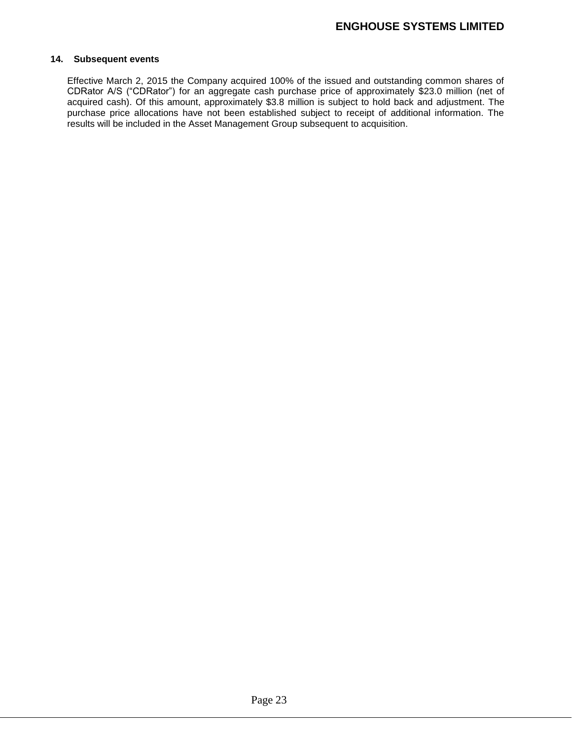## 14. Subsequent events

Effective March 2, 2015 the Company acquired 100% of the issued and outstanding common shares of CDRator A/S (“CDRator”) for an aggregate cash purchase price of approximately $23.0 million (net of acquired cash). Of this amount, approximately $3.8 million is subject to hold back and adjustment. The purchase price allocations have not been established subject to receipt of additional information. The results will be included in the Asset Management Group subsequent to acquisition.